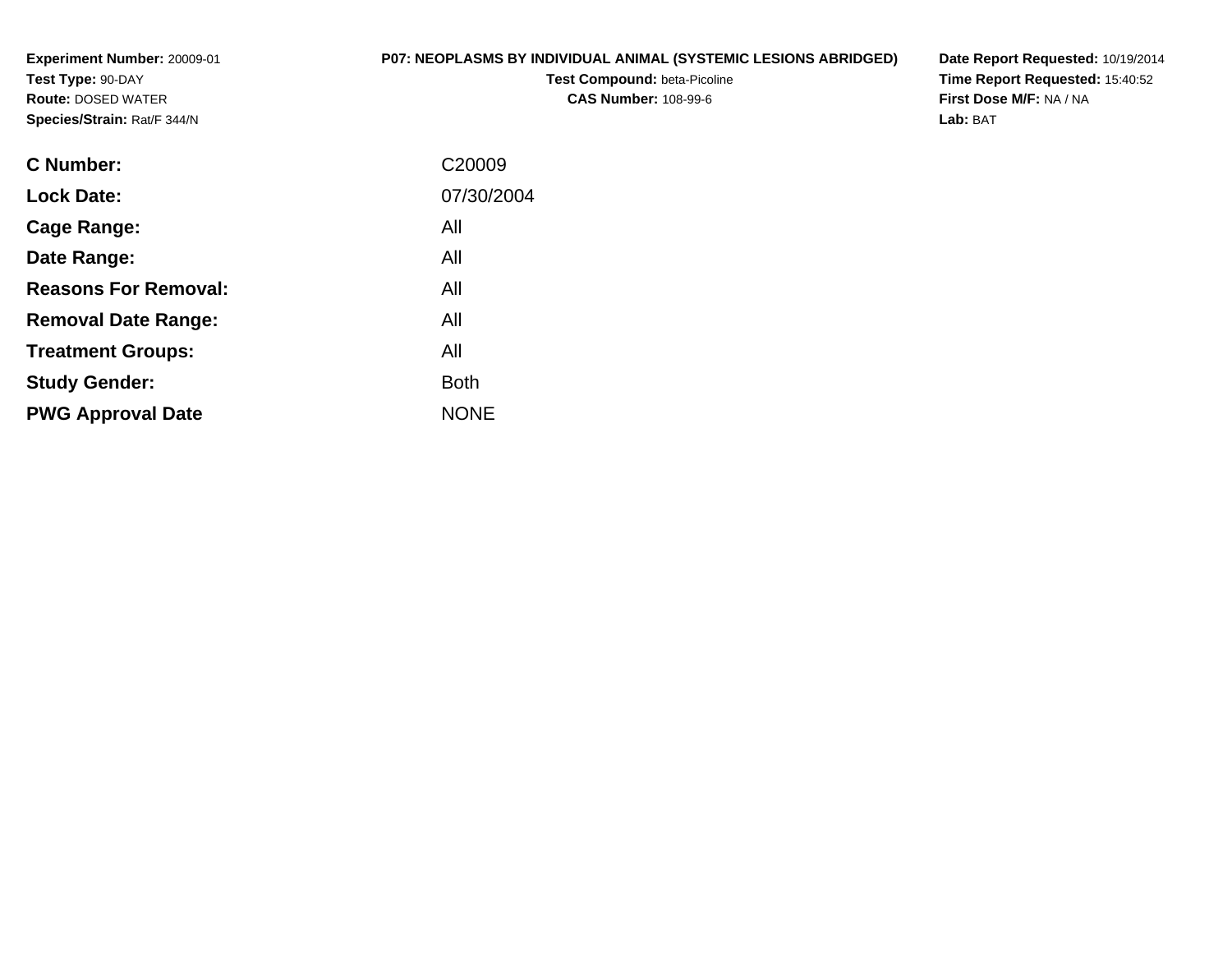**Experiment Number:** 20009-01
**Test Type:** 90-DAY
**Route:** DOSED WATER
**Species/Strain:** Rat/F 344/N

**P07: NEOPLASMS BY INDIVIDUAL ANIMAL (SYSTEMIC LESIONS ABRIDGED)**
**Test Compound:** beta-Picoline
**CAS Number:** 108-99-6

**Date Report Requested:** 10/19/2014
**Time Report Requested:** 15:40:52
**First Dose M/F:** NA / NA
**Lab:** BAT

| | |
|---|---|
| **C Number:** | C20009 |
| **Lock Date:** | 07/30/2004 |
| **Cage Range:** | All |
| **Date Range:** | All |
| **Reasons For Removal:** | All |
| **Removal Date Range:** | All |
| **Treatment Groups:** | All |
| **Study Gender:** | Both |
| **PWG Approval Date** | NONE |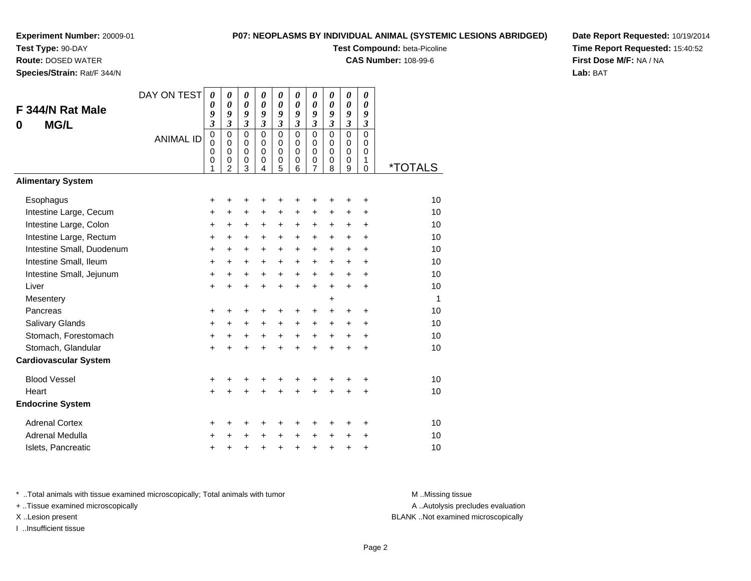**Experiment Number:** 20009-01
**Test Type:** 90-DAY
**Route:** DOSED WATER
**Species/Strain:** Rat/F 344/N

**P07: NEOPLASMS BY INDIVIDUAL ANIMAL (SYSTEMIC LESIONS ABRIDGED)**
**Test Compound:** beta-Picoline
**CAS Number:** 108-99-6

**Date Report Requested:** 10/19/2014
**Time Report Requested:** 15:40:52
**First Dose M/F:** NA / NA
**Lab:** BAT

## F 344/N Rat Male
## 0 MG/L

| DAY ON TEST | 0093 | 0093 | 0093 | 0093 | 0093 | 0093 | 0093 | 0093 | 0093 | 0093 | |
|---|---|---|---|---|---|---|---|---|---|---|---|
| ANIMAL ID | 00001 | 00002 | 00003 | 00004 | 00005 | 00006 | 00007 | 00008 | 00009 | 00010 | *TOTALS |
| **Alimentary System** | | | | | | | | | | | |
| Esophagus | + | + | + | + | + | + | + | + | + | + | 10 |
| Intestine Large, Cecum | + | + | + | + | + | + | + | + | + | + | 10 |
| Intestine Large, Colon | + | + | + | + | + | + | + | + | + | + | 10 |
| Intestine Large, Rectum | + | + | + | + | + | + | + | + | + | + | 10 |
| Intestine Small, Duodenum | + | + | + | + | + | + | + | + | + | + | 10 |
| Intestine Small, Ileum | + | + | + | + | + | + | + | + | + | + | 10 |
| Intestine Small, Jejunum | + | + | + | + | + | + | + | + | + | + | 10 |
| Liver | + | + | + | + | + | + | + | + | + | + | 10 |
| Mesentery | | | | | | | | + | | | 1 |
| Pancreas | + | + | + | + | + | + | + | + | + | + | 10 |
| Salivary Glands | + | + | + | + | + | + | + | + | + | + | 10 |
| Stomach, Forestomach | + | + | + | + | + | + | + | + | + | + | 10 |
| Stomach, Glandular | + | + | + | + | + | + | + | + | + | + | 10 |
| **Cardiovascular System** | | | | | | | | | | | |
| Blood Vessel | + | + | + | + | + | + | + | + | + | + | 10 |
| Heart | + | + | + | + | + | + | + | + | + | + | 10 |
| **Endocrine System** | | | | | | | | | | | |
| Adrenal Cortex | + | + | + | + | + | + | + | + | + | + | 10 |
| Adrenal Medulla | + | + | + | + | + | + | + | + | + | + | 10 |
| Islets, Pancreatic | + | + | + | + | + | + | + | + | + | + | 10 |

* ..Total animals with tissue examined microscopically; Total animals with tumor
+ ..Tissue examined microscopically
X ..Lesion present
I ..Insufficient tissue

M ..Missing tissue
A ..Autolysis precludes evaluation
BLANK ..Not examined microscopically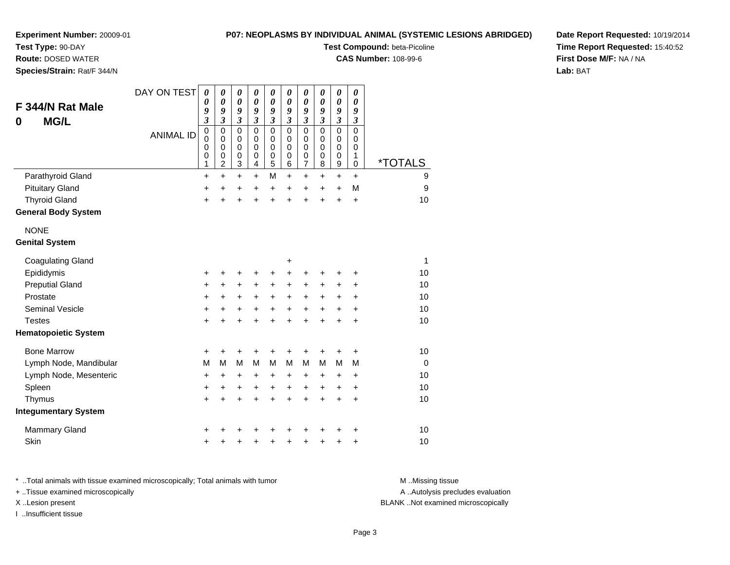**Experiment Number:** 20009-01
**Test Type:** 90-DAY
**Route:** DOSED WATER
**Species/Strain:** Rat/F 344/N

**P07: NEOPLASMS BY INDIVIDUAL ANIMAL (SYSTEMIC LESIONS ABRIDGED)**
**Test Compound:** beta-Picoline
**CAS Number:** 108-99-6

**Date Report Requested:** 10/19/2014
**Time Report Requested:** 15:40:52
**First Dose M/F:** NA / NA
**Lab:** BAT

## F 344/N Rat Male
## 0 MG/L

| DAY ON TEST | 0093 | 0093 | 0093 | 0093 | 0093 | 0093 | 0093 | 0093 | 0093 | 0093 | |
|---|---|---|---|---|---|---|---|---|---|---|---|
| ANIMAL ID | 00001 | 00002 | 00003 | 00004 | 00005 | 00006 | 00007 | 00008 | 00009 | 00010 | *TOTALS |
| Parathyroid Gland | + | + | + | + | M | + | + | + | + | + | 9 |
| Pituitary Gland | + | + | + | + | + | + | + | + | + | M | 9 |
| Thyroid Gland | + | + | + | + | + | + | + | + | + | + | 10 |
| **General Body System** | | | | | | | | | | | |
| NONE | | | | | | | | | | | |
| **Genital System** | | | | | | | | | | | |
| Coagulating Gland | | | | | | + | | | | | 1 |
| Epididymis | + | + | + | + | + | + | + | + | + | + | 10 |
| Preputial Gland | + | + | + | + | + | + | + | + | + | + | 10 |
| Prostate | + | + | + | + | + | + | + | + | + | + | 10 |
| Seminal Vesicle | + | + | + | + | + | + | + | + | + | + | 10 |
| Testes | + | + | + | + | + | + | + | + | + | + | 10 |
| **Hematopoietic System** | | | | | | | | | | | |
| Bone Marrow | + | + | + | + | + | + | + | + | + | + | 10 |
| Lymph Node, Mandibular | M | M | M | M | M | M | M | M | M | M | 0 |
| Lymph Node, Mesenteric | + | + | + | + | + | + | + | + | + | + | 10 |
| Spleen | + | + | + | + | + | + | + | + | + | + | 10 |
| Thymus | + | + | + | + | + | + | + | + | + | + | 10 |
| **Integumentary System** | | | | | | | | | | | |
| Mammary Gland | + | + | + | + | + | + | + | + | + | + | 10 |
| Skin | + | + | + | + | + | + | + | + | + | + | 10 |

\* ..Total animals with tissue examined microscopically; Total animals with tumor
\+ ..Tissue examined microscopically
X ..Lesion present
I ..Insufficient tissue

M ..Missing tissue
A ..Autolysis precludes evaluation
BLANK ..Not examined microscopically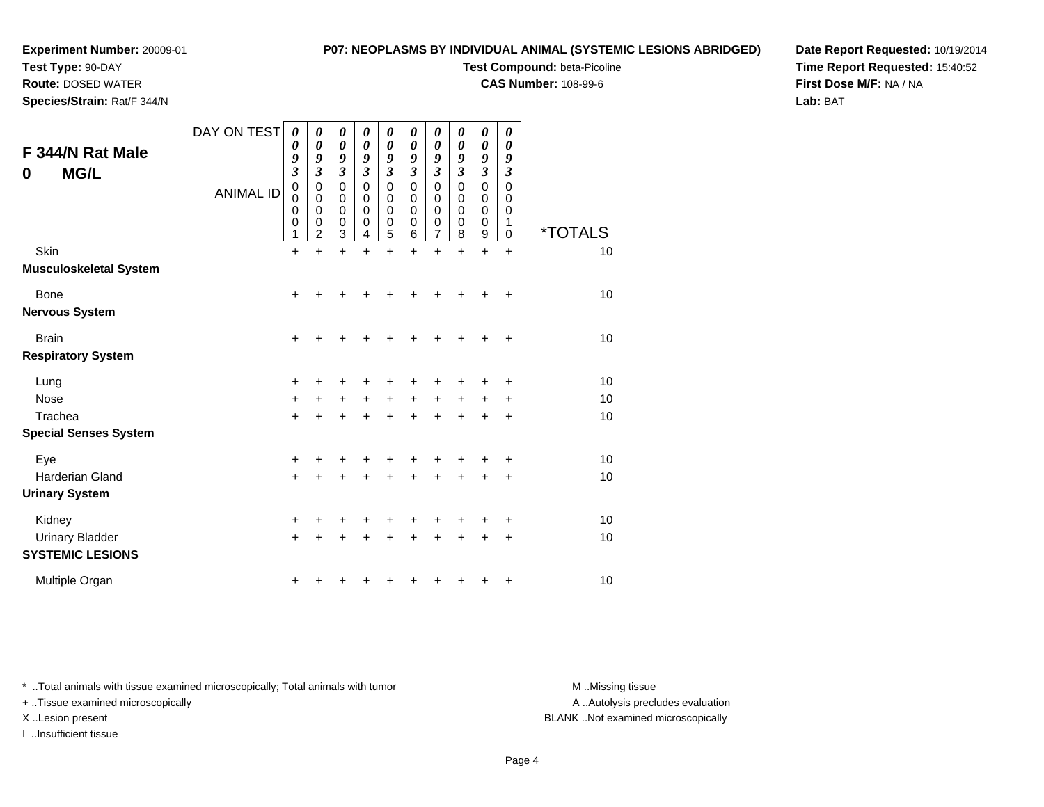**Experiment Number:** 20009-01
**Test Type:** 90-DAY
**Route:** DOSED WATER
**Species/Strain:** Rat/F 344/N

**P07: NEOPLASMS BY INDIVIDUAL ANIMAL (SYSTEMIC LESIONS ABRIDGED)**
**Test Compound:** beta-Picoline
**CAS Number:** 108-99-6

**Date Report Requested:** 10/19/2014
**Time Report Requested:** 15:40:52
**First Dose M/F:** NA / NA
**Lab:** BAT

## F 344/N Rat Male
## 0 MG/L

| DAY ON TEST | 0093 | 0093 | 0093 | 0093 | 0093 | 0093 | 0093 | 0093 | 0093 | 0093 | |
|---|---|---|---|---|---|---|---|---|---|---|---|
| ANIMAL ID | 00001 | 00002 | 00003 | 00004 | 00005 | 00006 | 00007 | 00008 | 00009 | 00010 | *TOTALS |
| Skin | + | + | + | + | + | + | + | + | + | + | 10 |
| **Musculoskeletal System** | | | | | | | | | | | |
| Bone | + | + | + | + | + | + | + | + | + | + | 10 |
| **Nervous System** | | | | | | | | | | | |
| Brain | + | + | + | + | + | + | + | + | + | + | 10 |
| **Respiratory System** | | | | | | | | | | | |
| Lung | + | + | + | + | + | + | + | + | + | + | 10 |
| Nose | + | + | + | + | + | + | + | + | + | + | 10 |
| Trachea | + | + | + | + | + | + | + | + | + | + | 10 |
| **Special Senses System** | | | | | | | | | | | |
| Eye | + | + | + | + | + | + | + | + | + | + | 10 |
| Harderian Gland | + | + | + | + | + | + | + | + | + | + | 10 |
| **Urinary System** | | | | | | | | | | | |
| Kidney | + | + | + | + | + | + | + | + | + | + | 10 |
| Urinary Bladder | + | + | + | + | + | + | + | + | + | + | 10 |
| **SYSTEMIC LESIONS** | | | | | | | | | | | |
| Multiple Organ | + | + | + | + | + | + | + | + | + | + | 10 |

* ..Total animals with tissue examined microscopically; Total animals with tumor
+ ..Tissue examined microscopically
X ..Lesion present
I ..Insufficient tissue

M ..Missing tissue
A ..Autolysis precludes evaluation
BLANK ..Not examined microscopically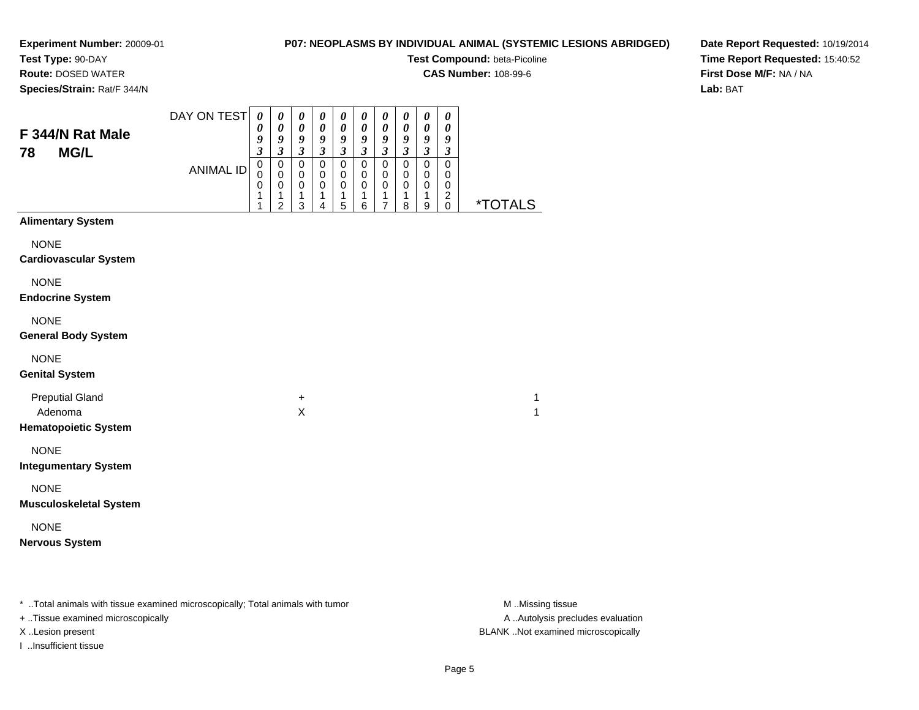**Experiment Number:** 20009-01
**Test Type:** 90-DAY
**Route:** DOSED WATER
**Species/Strain:** Rat/F 344/N

**P07: NEOPLASMS BY INDIVIDUAL ANIMAL (SYSTEMIC LESIONS ABRIDGED)**
**Test Compound:** beta-Picoline
**CAS Number:** 108-99-6

**Date Report Requested:** 10/19/2014
**Time Report Requested:** 15:40:52
**First Dose M/F:** NA / NA
**Lab:** BAT

## F 344/N Rat Male
## 78 MG/L

| DAY ON TEST | 0093 | 0093 | 0093 | 0093 | 0093 | 0093 | 0093 | 0093 | 0093 | 0093 | |
|---|---|---|---|---|---|---|---|---|---|---|---|
| ANIMAL ID | 00011 | 00012 | 00013 | 00014 | 00015 | 00016 | 00017 | 00018 | 00019 | 00020 | *TOTALS |
| **Alimentary System** | | | | | | | | | | | |
| NONE | | | | | | | | | | | |
| **Cardiovascular System** | | | | | | | | | | | |
| NONE | | | | | | | | | | | |
| **Endocrine System** | | | | | | | | | | | |
| NONE | | | | | | | | | | | |
| **General Body System** | | | | | | | | | | | |
| NONE | | | | | | | | | | | |
| **Genital System** | | | | | | | | | | | |
| Preputial Gland | | | + | | | | | | | | 1 |
| Adenoma | | | X | | | | | | | | 1 |
| **Hematopoietic System** | | | | | | | | | | | |
| NONE | | | | | | | | | | | |
| **Integumentary System** | | | | | | | | | | | |
| NONE | | | | | | | | | | | |
| **Musculoskeletal System** | | | | | | | | | | | |
| NONE | | | | | | | | | | | |
| **Nervous System** | | | | | | | | | | | |

\* ..Total animals with tissue examined microscopically; Total animals with tumor
+ ..Tissue examined microscopically
X ..Lesion present
I ..Insufficient tissue

M ..Missing tissue
A ..Autolysis precludes evaluation
BLANK ..Not examined microscopically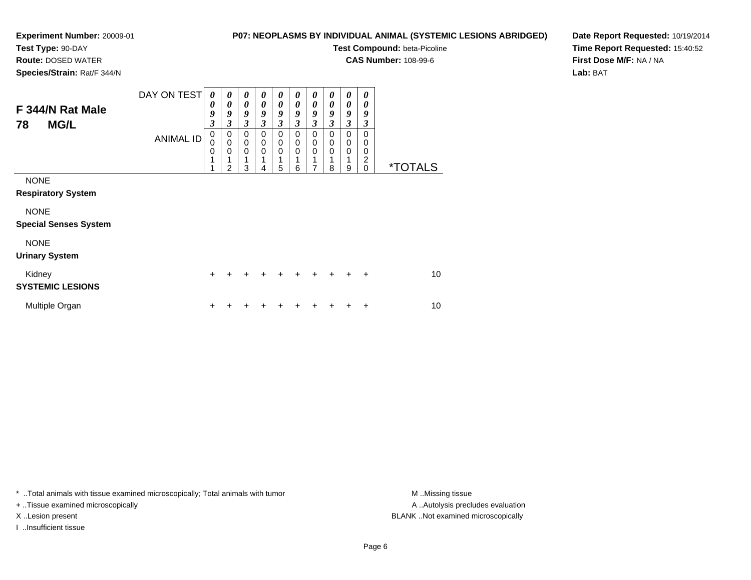**Experiment Number:** 20009-01
**Test Type:** 90-DAY
**Route:** DOSED WATER
**Species/Strain:** Rat/F 344/N

**P07: NEOPLASMS BY INDIVIDUAL ANIMAL (SYSTEMIC LESIONS ABRIDGED)**
**Test Compound:** beta-Picoline
**CAS Number:** 108-99-6

**Date Report Requested:** 10/19/2014
**Time Report Requested:** 15:40:52
**First Dose M/F:** NA / NA
**Lab:** BAT

## F 344/N Rat Male
## 78 MG/L

| DAY ON TEST | 0093 | 0093 | 0093 | 0093 | 0093 | 0093 | 0093 | 0093 | 0093 | 0093 | |
|---|---|---|---|---|---|---|---|---|---|---|---|
| ANIMAL ID | 00011 | 00012 | 00013 | 00014 | 00015 | 00016 | 00017 | 00018 | 00019 | 00020 | *TOTALS |
| NONE | | | | | | | | | | | |
| **Respiratory System** | | | | | | | | | | | |
| NONE | | | | | | | | | | | |
| **Special Senses System** | | | | | | | | | | | |
| NONE | | | | | | | | | | | |
| **Urinary System** | | | | | | | | | | | |
| Kidney | + | + | + | + | + | + | + | + | + | + | 10 |
| **SYSTEMIC LESIONS** | | | | | | | | | | | |
| Multiple Organ | + | + | + | + | + | + | + | + | + | + | 10 |

* ..Total animals with tissue examined microscopically; Total animals with tumor
+ ..Tissue examined microscopically
X ..Lesion present
I ..Insufficient tissue

M ..Missing tissue
A ..Autolysis precludes evaluation
BLANK ..Not examined microscopically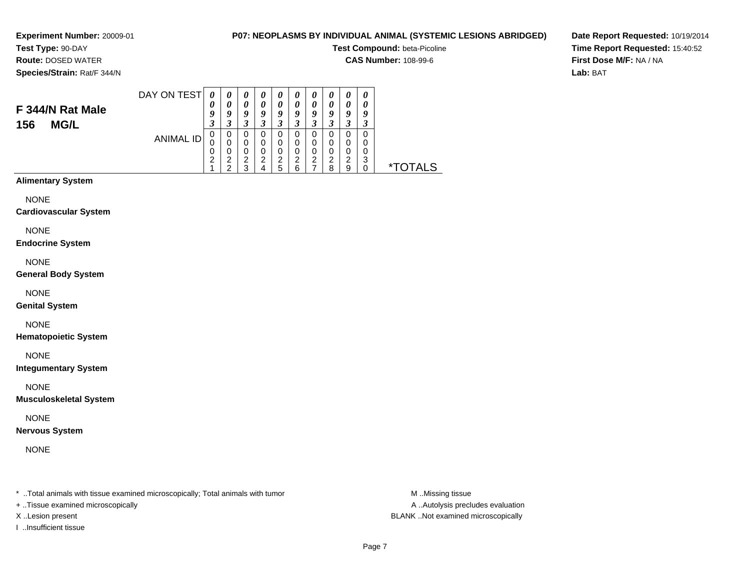**Experiment Number:** 20009-01
**Test Type:** 90-DAY
**Route:** DOSED WATER
**Species/Strain:** Rat/F 344/N

**P07: NEOPLASMS BY INDIVIDUAL ANIMAL (SYSTEMIC LESIONS ABRIDGED)**
**Test Compound:** beta-Picoline
**CAS Number:** 108-99-6

**Date Report Requested:** 10/19/2014
**Time Report Requested:** 15:40:52
**First Dose M/F:** NA / NA
**Lab:** BAT

## F 344/N Rat Male
## 156 MG/L

| DAY ON TEST | 0093 | 0093 | 0093 | 0093 | 0093 | 0093 | 0093 | 0093 | 0093 | 0093 | |
|---|---|---|---|---|---|---|---|---|---|---|---|
| ANIMAL ID | 00021 | 00022 | 00023 | 00024 | 00025 | 00026 | 00027 | 00028 | 00029 | 00030 | *TOTALS |
| **Alimentary System** | | | | | | | | | | | |
| NONE | | | | | | | | | | | |
| **Cardiovascular System** | | | | | | | | | | | |
| NONE | | | | | | | | | | | |
| **Endocrine System** | | | | | | | | | | | |
| NONE | | | | | | | | | | | |
| **General Body System** | | | | | | | | | | | |
| NONE | | | | | | | | | | | |
| **Genital System** | | | | | | | | | | | |
| NONE | | | | | | | | | | | |
| **Hematopoietic System** | | | | | | | | | | | |
| NONE | | | | | | | | | | | |
| **Integumentary System** | | | | | | | | | | | |
| NONE | | | | | | | | | | | |
| **Musculoskeletal System** | | | | | | | | | | | |
| NONE | | | | | | | | | | | |
| **Nervous System** | | | | | | | | | | | |
| NONE | | | | | | | | | | | |

* ..Total animals with tissue examined microscopically; Total animals with tumor
+ ..Tissue examined microscopically
X ..Lesion present
I ..Insufficient tissue

M ..Missing tissue
A ..Autolysis precludes evaluation
BLANK ..Not examined microscopically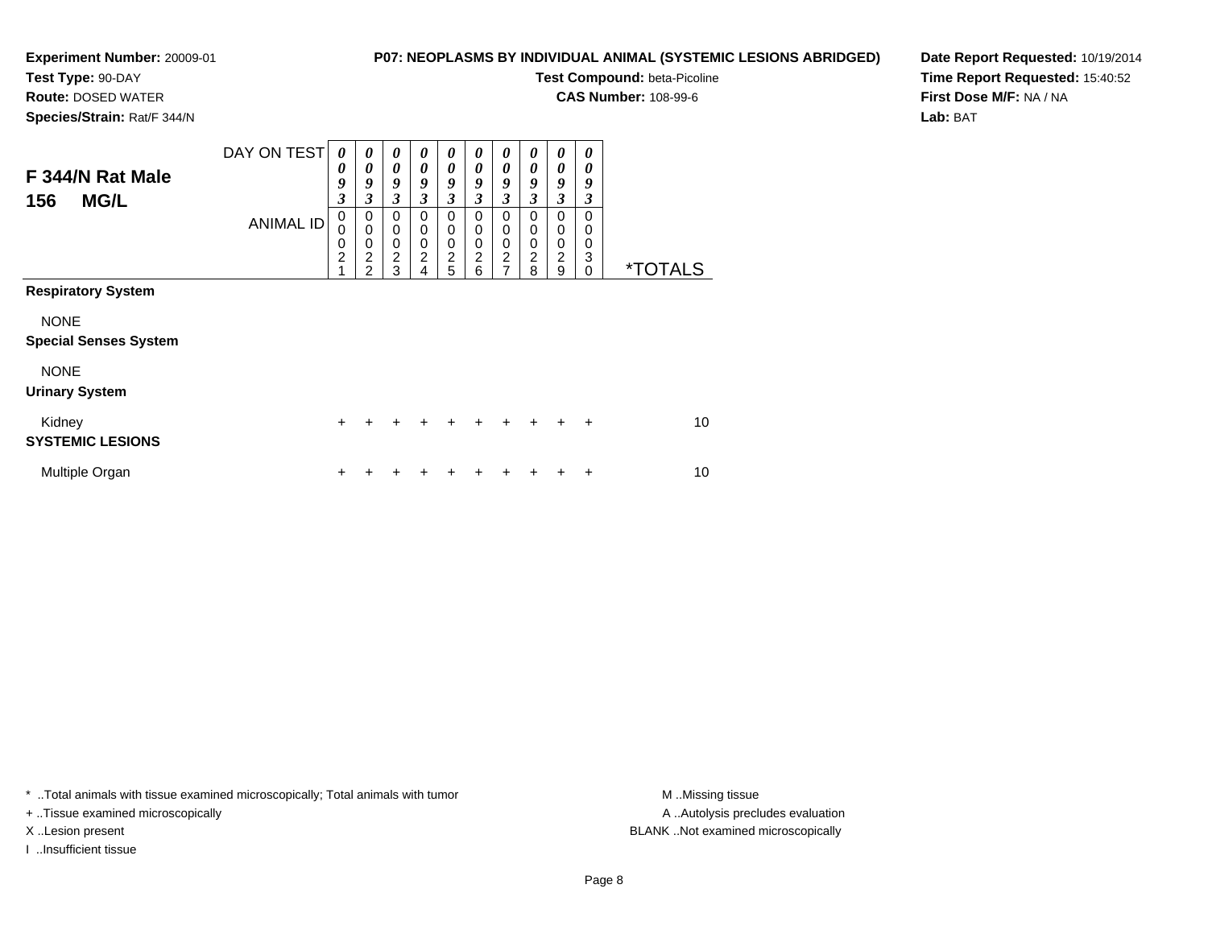**Experiment Number:** 20009-01
**Test Type:** 90-DAY
**Route:** DOSED WATER
**Species/Strain:** Rat/F 344/N

**P07: NEOPLASMS BY INDIVIDUAL ANIMAL (SYSTEMIC LESIONS ABRIDGED)**
**Test Compound:** beta-Picoline
**CAS Number:** 108-99-6

**Date Report Requested:** 10/19/2014
**Time Report Requested:** 15:40:52
**First Dose M/F:** NA / NA
**Lab:** BAT

## F 344/N Rat Male
## 156 MG/L

| DAY ON TEST | 0093 | 0093 | 0093 | 0093 | 0093 | 0093 | 0093 | 0093 | 0093 | 0093 | |
|---|---|---|---|---|---|---|---|---|---|---|---|
| ANIMAL ID | 00021 | 00022 | 00023 | 00024 | 00025 | 00026 | 00027 | 00028 | 00029 | 00030 | *TOTALS |
| **Respiratory System** | | | | | | | | | | | |
| NONE | | | | | | | | | | | |
| **Special Senses System** | | | | | | | | | | | |
| NONE | | | | | | | | | | | |
| **Urinary System** | | | | | | | | | | | |
| Kidney | + | + | + | + | + | + | + | + | + | + | 10 |
| **SYSTEMIC LESIONS** | | | | | | | | | | | |
| Multiple Organ | + | + | + | + | + | + | + | + | + | + | 10 |

* ..Total animals with tissue examined microscopically; Total animals with tumor
+ ..Tissue examined microscopically
X ..Lesion present
I ..Insufficient tissue

M ..Missing tissue
A ..Autolysis precludes evaluation
BLANK ..Not examined microscopically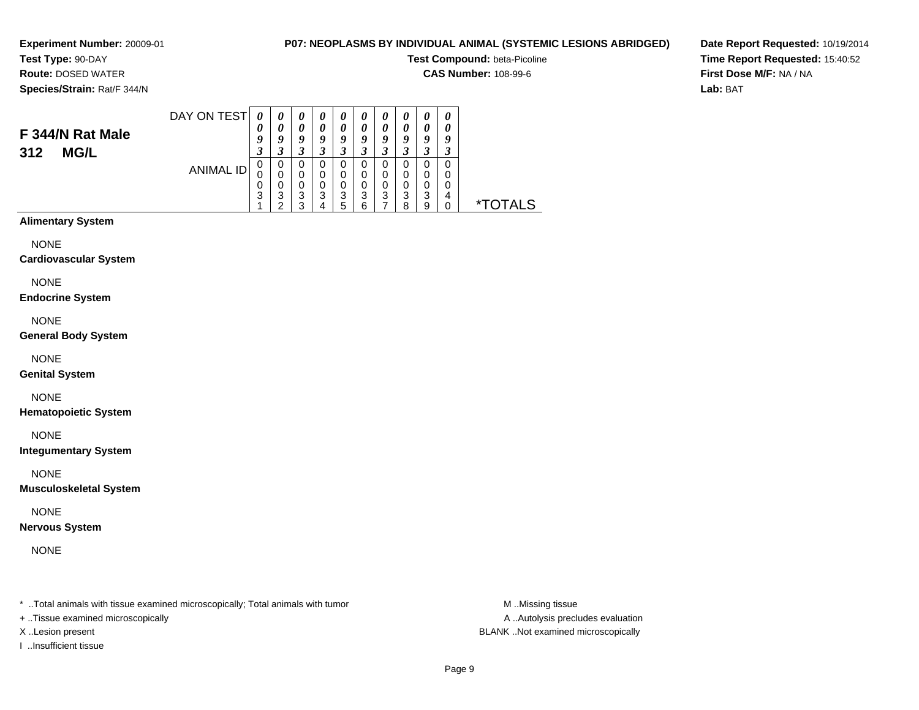**Experiment Number:** 20009-01
**Test Type:** 90-DAY
**Route:** DOSED WATER
**Species/Strain:** Rat/F 344/N

**P07: NEOPLASMS BY INDIVIDUAL ANIMAL (SYSTEMIC LESIONS ABRIDGED)**
**Test Compound:** beta-Picoline
**CAS Number:** 108-99-6

**Date Report Requested:** 10/19/2014
**Time Report Requested:** 15:40:52
**First Dose M/F:** NA / NA
**Lab:** BAT

## F 344/N Rat Male 312 MG/L

| DAY ON TEST | 0093 | 0093 | 0093 | 0093 | 0093 | 0093 | 0093 | 0093 | 0093 | 0093 | |
|---|---|---|---|---|---|---|---|---|---|---|---|
| ANIMAL ID | 00031 | 00032 | 00033 | 00034 | 00035 | 00036 | 00037 | 00038 | 00039 | 00040 | *TOTALS |

**Alimentary System**

NONE

**Cardiovascular System**

NONE

**Endocrine System**

NONE

**General Body System**

NONE

**Genital System**

NONE

**Hematopoietic System**

NONE

**Integumentary System**

NONE

**Musculoskeletal System**

NONE

**Nervous System**

NONE

\* ..Total animals with tissue examined microscopically; Total animals with tumor
\+ ..Tissue examined microscopically
X ..Lesion present
I ..Insufficient tissue

M ..Missing tissue
A ..Autolysis precludes evaluation
BLANK ..Not examined microscopically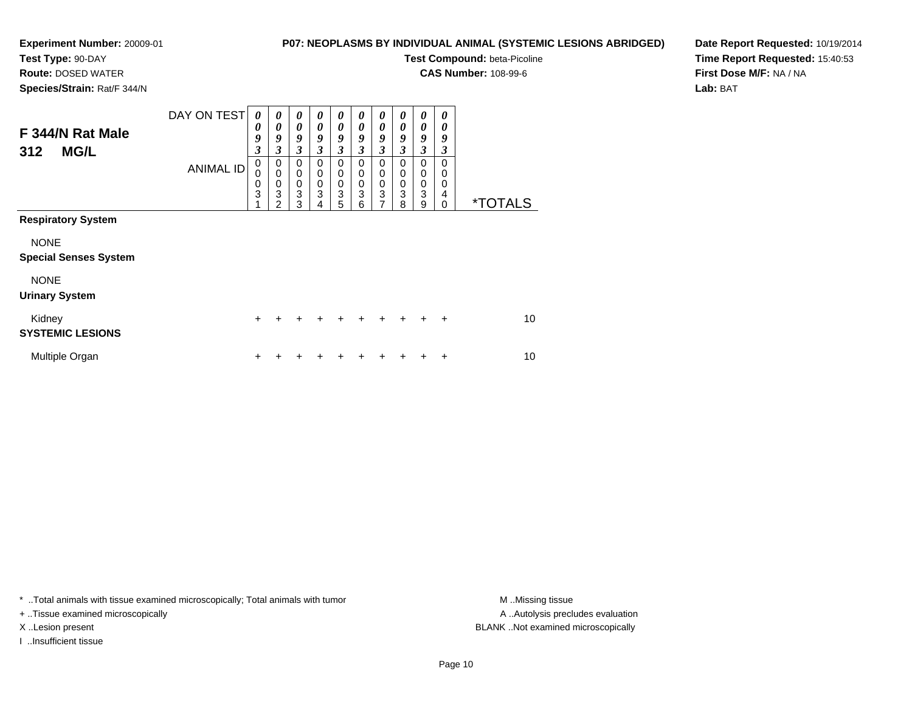**Experiment Number:** 20009-01
**Test Type:** 90-DAY
**Route:** DOSED WATER
**Species/Strain:** Rat/F 344/N

**P07: NEOPLASMS BY INDIVIDUAL ANIMAL (SYSTEMIC LESIONS ABRIDGED)**
**Test Compound:** beta-Picoline
**CAS Number:** 108-99-6

**Date Report Requested:** 10/19/2014
**Time Report Requested:** 15:40:53
**First Dose M/F:** NA / NA
**Lab:** BAT

## F 344/N Rat Male 312 MG/L

| DAY ON TEST | 0093 | 0093 | 0093 | 0093 | 0093 | 0093 | 0093 | 0093 | 0093 | 0093 | |
|---|---|---|---|---|---|---|---|---|---|---|---|
| ANIMAL ID | 00031 | 00032 | 00033 | 00034 | 00035 | 00036 | 00037 | 00038 | 00039 | 00040 | *TOTALS |
| **Respiratory System** | | | | | | | | | | | |
| NONE | | | | | | | | | | | |
| **Special Senses System** | | | | | | | | | | | |
| NONE | | | | | | | | | | | |
| **Urinary System** | | | | | | | | | | | |
| Kidney | + | + | + | + | + | + | + | + | + | + | 10 |
| **SYSTEMIC LESIONS** | | | | | | | | | | | |
| Multiple Organ | + | + | + | + | + | + | + | + | + | + | 10 |

* ..Total animals with tissue examined microscopically; Total animals with tumor
+ ..Tissue examined microscopically
X ..Lesion present
I ..Insufficient tissue

M ..Missing tissue
A ..Autolysis precludes evaluation
BLANK ..Not examined microscopically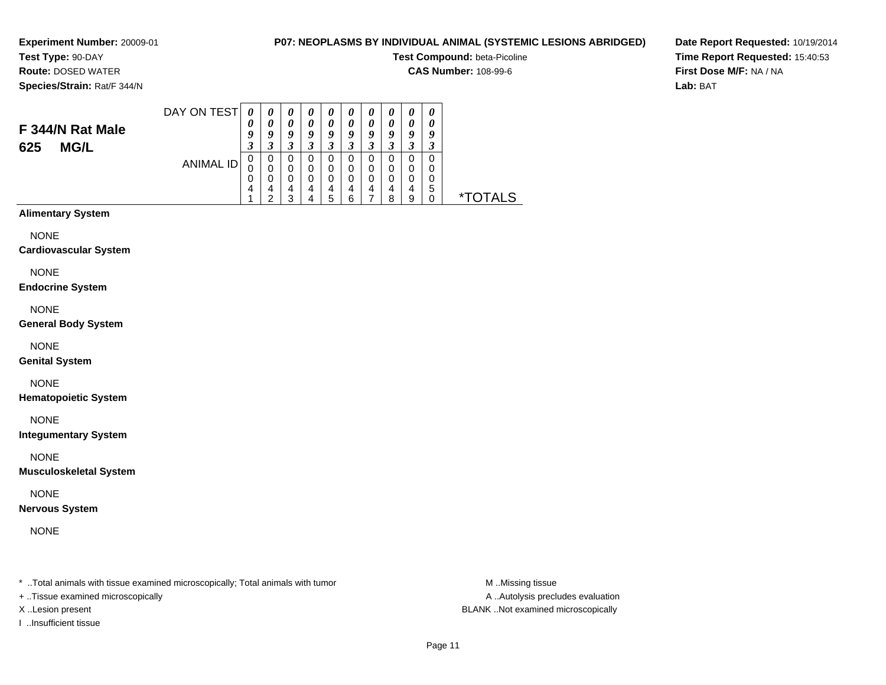**Experiment Number:** 20009-01
**Test Type:** 90-DAY
**Route:** DOSED WATER
**Species/Strain:** Rat/F 344/N

**P07: NEOPLASMS BY INDIVIDUAL ANIMAL (SYSTEMIC LESIONS ABRIDGED)**
**Test Compound:** beta-Picoline
**CAS Number:** 108-99-6

**Date Report Requested:** 10/19/2014
**Time Report Requested:** 15:40:53
**First Dose M/F:** NA / NA
**Lab:** BAT

## F 344/N Rat Male 625 MG/L

| DAY ON TEST | 0093 | 0093 | 0093 | 0093 | 0093 | 0093 | 0093 | 0093 | 0093 | 0093 | |
|---|---|---|---|---|---|---|---|---|---|---|---|
| ANIMAL ID | 00041 | 00042 | 00043 | 00044 | 00045 | 00046 | 00047 | 00048 | 00049 | 00050 | *TOTALS |

**Alimentary System**

NONE

**Cardiovascular System**

NONE

**Endocrine System**

NONE

**General Body System**

NONE

**Genital System**

NONE

**Hematopoietic System**

NONE

**Integumentary System**

NONE

**Musculoskeletal System**

NONE

**Nervous System**

NONE

\* ..Total animals with tissue examined microscopically; Total animals with tumor
+ ..Tissue examined microscopically
X ..Lesion present
I ..Insufficient tissue

M ..Missing tissue
A ..Autolysis precludes evaluation
BLANK ..Not examined microscopically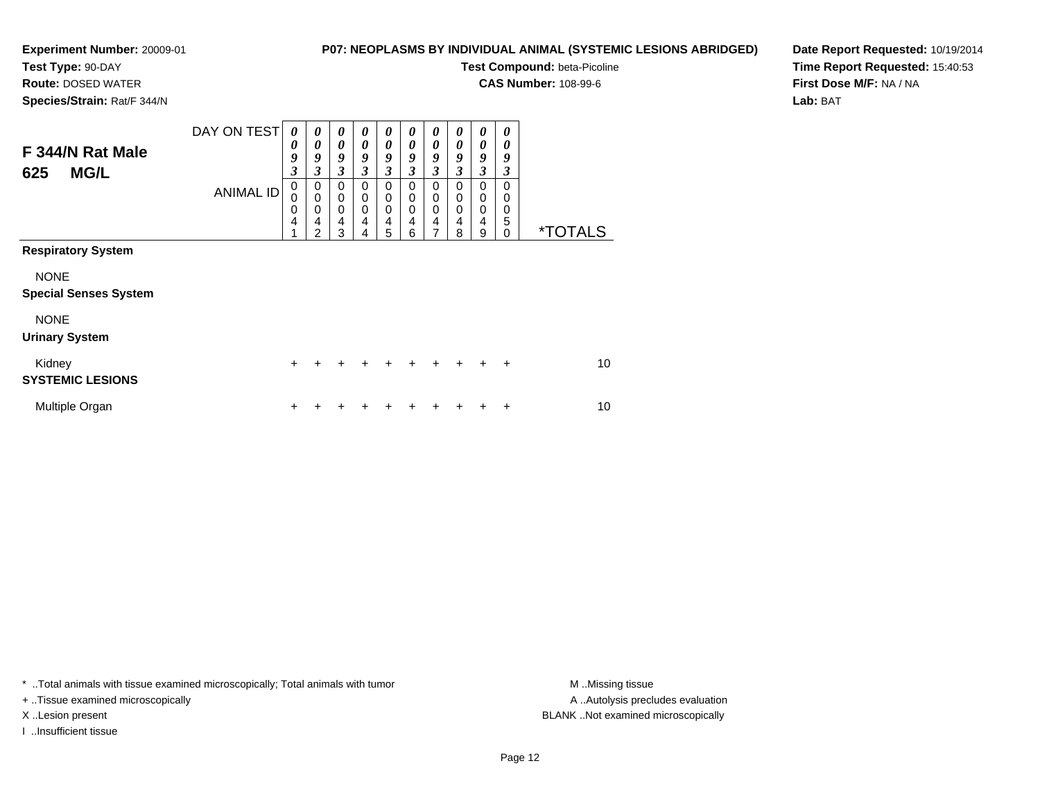**Experiment Number:** 20009-01
**Test Type:** 90-DAY
**Route:** DOSED WATER
**Species/Strain:** Rat/F 344/N

**P07: NEOPLASMS BY INDIVIDUAL ANIMAL (SYSTEMIC LESIONS ABRIDGED)**
**Test Compound:** beta-Picoline
**CAS Number:** 108-99-6

**Date Report Requested:** 10/19/2014
**Time Report Requested:** 15:40:53
**First Dose M/F:** NA / NA
**Lab:** BAT

## F 344/N Rat Male 625 MG/L

| DAY ON TEST | 0093 | 0093 | 0093 | 0093 | 0093 | 0093 | 0093 | 0093 | 0093 | 0093 | |
|---|---|---|---|---|---|---|---|---|---|---|---|
| ANIMAL ID | 00041 | 00042 | 00043 | 00044 | 00045 | 00046 | 00047 | 00048 | 00049 | 00050 | *TOTALS |
| **Respiratory System** | | | | | | | | | | | |
| NONE | | | | | | | | | | | |
| **Special Senses System** | | | | | | | | | | | |
| NONE | | | | | | | | | | | |
| **Urinary System** | | | | | | | | | | | |
| Kidney | + | + | + | + | + | + | + | + | + | + | 10 |
| **SYSTEMIC LESIONS** | | | | | | | | | | | |
| Multiple Organ | + | + | + | + | + | + | + | + | + | + | 10 |

* ..Total animals with tissue examined microscopically; Total animals with tumor
+ ..Tissue examined microscopically
X ..Lesion present
I ..Insufficient tissue

M ..Missing tissue
A ..Autolysis precludes evaluation
BLANK ..Not examined microscopically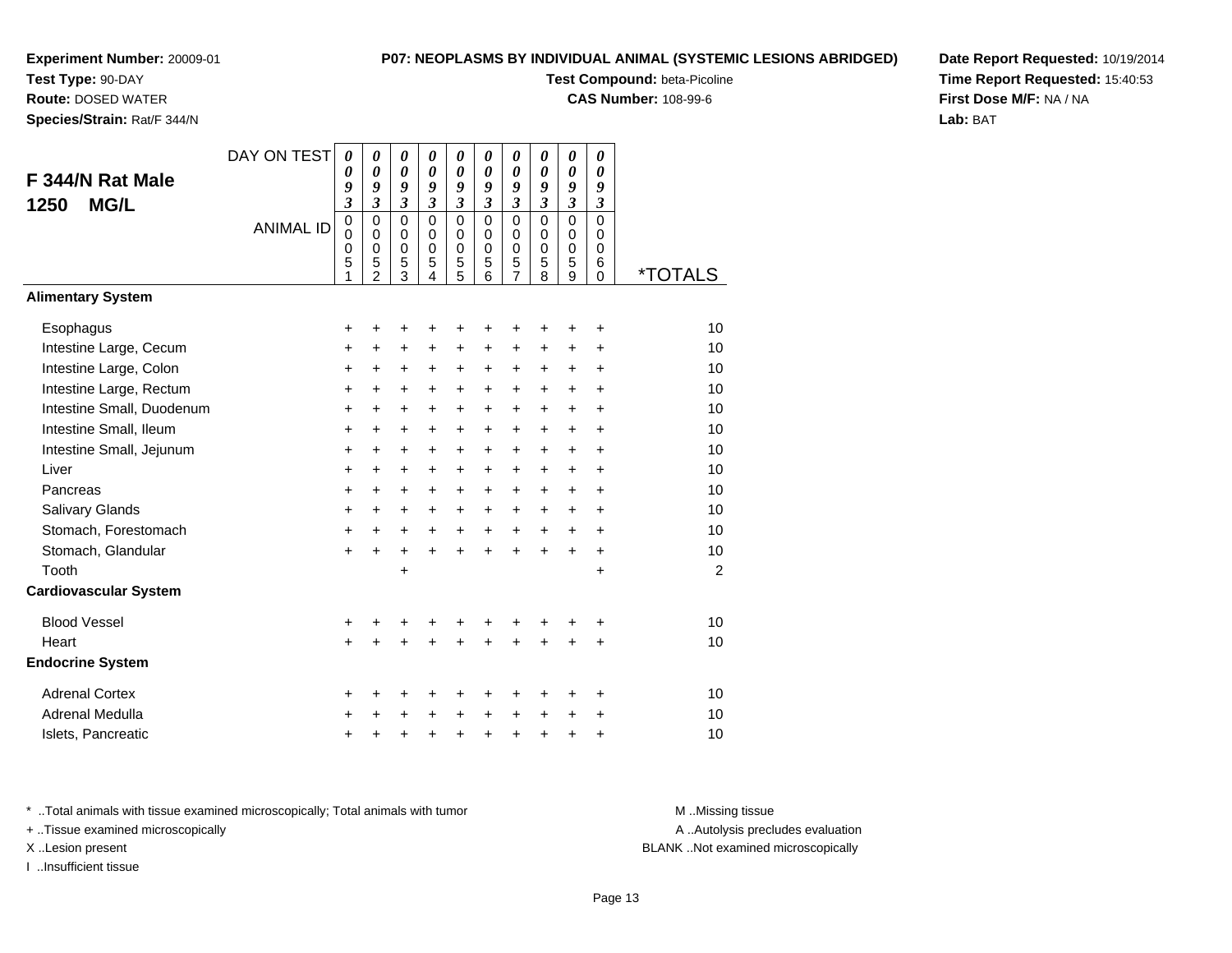**Experiment Number:** 20009-01
**Test Type:** 90-DAY
**Route:** DOSED WATER
**Species/Strain:** Rat/F 344/N

**P07: NEOPLASMS BY INDIVIDUAL ANIMAL (SYSTEMIC LESIONS ABRIDGED)**
**Test Compound:** beta-Picoline
**CAS Number:** 108-99-6

**Date Report Requested:** 10/19/2014
**Time Report Requested:** 15:40:53
**First Dose M/F:** NA / NA
**Lab:** BAT

## F 344/N Rat Male 1250 MG/L

| DAY ON TEST | 0093 | 0093 | 0093 | 0093 | 0093 | 0093 | 0093 | 0093 | 0093 | 0093 | |
|---|---|---|---|---|---|---|---|---|---|---|---|
| ANIMAL ID | 00051 | 00052 | 00053 | 00054 | 00055 | 00056 | 00057 | 00058 | 00059 | 00060 | *TOTALS |
| **Alimentary System** | | | | | | | | | | | |
| Esophagus | + | + | + | + | + | + | + | + | + | + | 10 |
| Intestine Large, Cecum | + | + | + | + | + | + | + | + | + | + | 10 |
| Intestine Large, Colon | + | + | + | + | + | + | + | + | + | + | 10 |
| Intestine Large, Rectum | + | + | + | + | + | + | + | + | + | + | 10 |
| Intestine Small, Duodenum | + | + | + | + | + | + | + | + | + | + | 10 |
| Intestine Small, Ileum | + | + | + | + | + | + | + | + | + | + | 10 |
| Intestine Small, Jejunum | + | + | + | + | + | + | + | + | + | + | 10 |
| Liver | + | + | + | + | + | + | + | + | + | + | 10 |
| Pancreas | + | + | + | + | + | + | + | + | + | + | 10 |
| Salivary Glands | + | + | + | + | + | + | + | + | + | + | 10 |
| Stomach, Forestomach | + | + | + | + | + | + | + | + | + | + | 10 |
| Stomach, Glandular | + | + | + | + | + | + | + | + | + | + | 10 |
| Tooth | | | + | | | | | | | + | 2 |
| **Cardiovascular System** | | | | | | | | | | | |
| Blood Vessel | + | + | + | + | + | + | + | + | + | + | 10 |
| Heart | + | + | + | + | + | + | + | + | + | + | 10 |
| **Endocrine System** | | | | | | | | | | | |
| Adrenal Cortex | + | + | + | + | + | + | + | + | + | + | 10 |
| Adrenal Medulla | + | + | + | + | + | + | + | + | + | + | 10 |
| Islets, Pancreatic | + | + | + | + | + | + | + | + | + | + | 10 |

* ..Total animals with tissue examined microscopically; Total animals with tumor
+ ..Tissue examined microscopically
X ..Lesion present
I ..Insufficient tissue

M ..Missing tissue
A ..Autolysis precludes evaluation
BLANK ..Not examined microscopically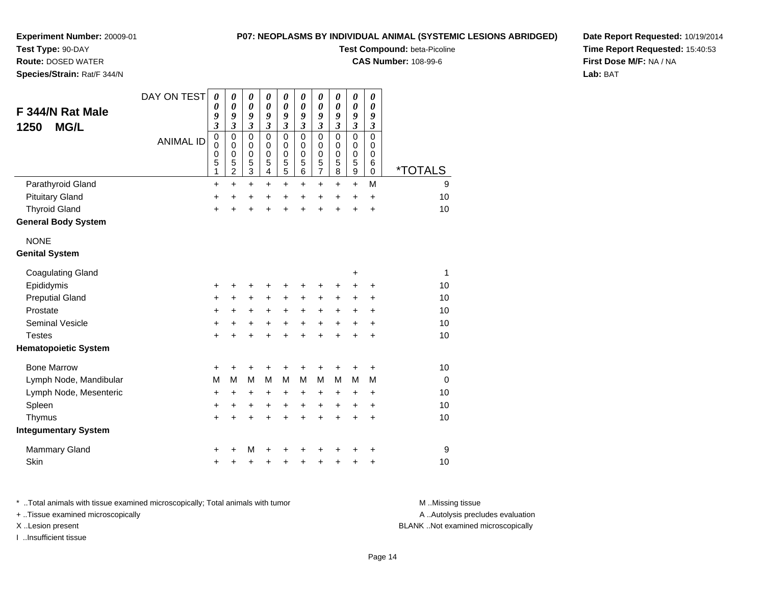**Experiment Number:** 20009-01
**Test Type:** 90-DAY
**Route:** DOSED WATER
**Species/Strain:** Rat/F 344/N

**P07: NEOPLASMS BY INDIVIDUAL ANIMAL (SYSTEMIC LESIONS ABRIDGED)**
**Test Compound:** beta-Picoline
**CAS Number:** 108-99-6

**Date Report Requested:** 10/19/2014
**Time Report Requested:** 15:40:53
**First Dose M/F:** NA / NA
**Lab:** BAT

## F 344/N Rat Male 1250 MG/L

| DAY ON TEST | 0093 | 0093 | 0093 | 0093 | 0093 | 0093 | 0093 | 0093 | 0093 | 0093 | |
|---|---|---|---|---|---|---|---|---|---|---|---|
| ANIMAL ID | 00051 | 00052 | 00053 | 00054 | 00055 | 00056 | 00057 | 00058 | 00059 | 00060 | *TOTALS |
| Parathyroid Gland | + | + | + | + | + | + | + | + | + | M | 9 |
| Pituitary Gland | + | + | + | + | + | + | + | + | + | + | 10 |
| Thyroid Gland | + | + | + | + | + | + | + | + | + | + | 10 |
| **General Body System** | | | | | | | | | | | |
| NONE | | | | | | | | | | | |
| **Genital System** | | | | | | | | | | | |
| Coagulating Gland | | | | | | | | | + | | 1 |
| Epididymis | + | + | + | + | + | + | + | + | + | + | 10 |
| Preputial Gland | + | + | + | + | + | + | + | + | + | + | 10 |
| Prostate | + | + | + | + | + | + | + | + | + | + | 10 |
| Seminal Vesicle | + | + | + | + | + | + | + | + | + | + | 10 |
| Testes | + | + | + | + | + | + | + | + | + | + | 10 |
| **Hematopoietic System** | | | | | | | | | | | |
| Bone Marrow | + | + | + | + | + | + | + | + | + | + | 10 |
| Lymph Node, Mandibular | M | M | M | M | M | M | M | M | M | M | 0 |
| Lymph Node, Mesenteric | + | + | + | + | + | + | + | + | + | + | 10 |
| Spleen | + | + | + | + | + | + | + | + | + | + | 10 |
| Thymus | + | + | + | + | + | + | + | + | + | + | 10 |
| **Integumentary System** | | | | | | | | | | | |
| Mammary Gland | + | + | M | + | + | + | + | + | + | + | 9 |
| Skin | + | + | + | + | + | + | + | + | + | + | 10 |

\* ..Total animals with tissue examined microscopically; Total animals with tumor
\+ ..Tissue examined microscopically
X ..Lesion present
I ..Insufficient tissue

M ..Missing tissue
A ..Autolysis precludes evaluation
BLANK ..Not examined microscopically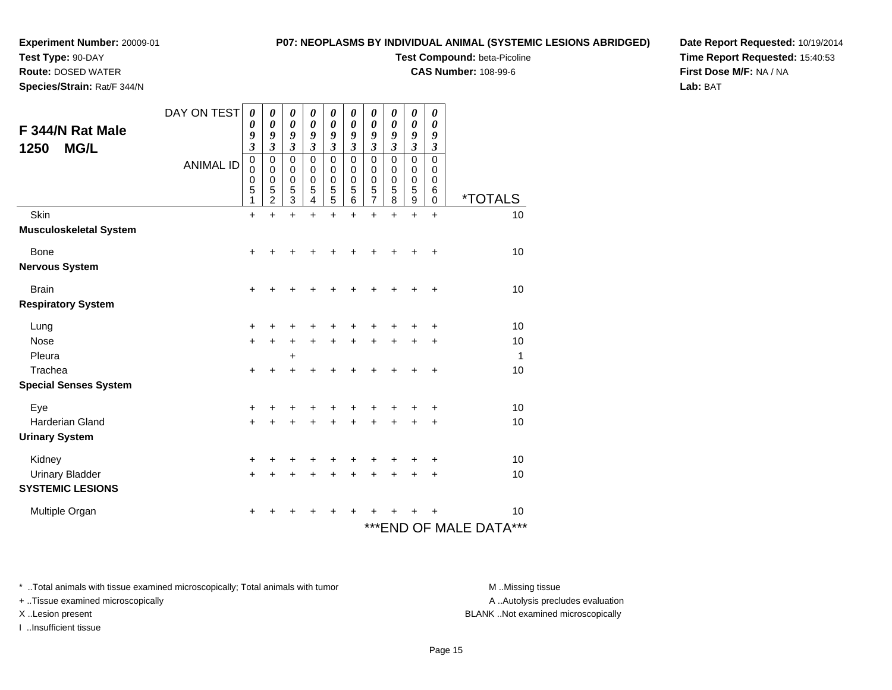**Experiment Number:** 20009-01
**Test Type:** 90-DAY
**Route:** DOSED WATER
**Species/Strain:** Rat/F 344/N

**P07: NEOPLASMS BY INDIVIDUAL ANIMAL (SYSTEMIC LESIONS ABRIDGED)**
**Test Compound:** beta-Picoline
**CAS Number:** 108-99-6

**Date Report Requested:** 10/19/2014
**Time Report Requested:** 15:40:53
**First Dose M/F:** NA / NA
**Lab:** BAT

## F 344/N Rat Male 1250 MG/L

| DAY ON TEST | 0093 | 0093 | 0093 | 0093 | 0093 | 0093 | 0093 | 0093 | 0093 | 0093 | |
|---|---|---|---|---|---|---|---|---|---|---|---|
| ANIMAL ID | 00051 | 00052 | 00053 | 00054 | 00055 | 00056 | 00057 | 00058 | 00059 | 00060 | *TOTALS |
| Skin | + | + | + | + | + | + | + | + | + | + | 10 |
| **Musculoskeletal System** | | | | | | | | | | | |
| Bone | + | + | + | + | + | + | + | + | + | + | 10 |
| **Nervous System** | | | | | | | | | | | |
| Brain | + | + | + | + | + | + | + | + | + | + | 10 |
| **Respiratory System** | | | | | | | | | | | |
| Lung | + | + | + | + | + | + | + | + | + | + | 10 |
| Nose | + | + | + | + | + | + | + | + | + | + | 10 |
| Pleura | | | + | | | | | | | | 1 |
| Trachea | + | + | + | + | + | + | + | + | + | + | 10 |
| **Special Senses System** | | | | | | | | | | | |
| Eye | + | + | + | + | + | + | + | + | + | + | 10 |
| Harderian Gland | + | + | + | + | + | + | + | + | + | + | 10 |
| **Urinary System** | | | | | | | | | | | |
| Kidney | + | + | + | + | + | + | + | + | + | + | 10 |
| Urinary Bladder | + | + | + | + | + | + | + | + | + | + | 10 |
| **SYSTEMIC LESIONS** | | | | | | | | | | | |
| Multiple Organ | + | + | + | + | + | + | + | + | + | + | 10 |

***END OF MALE DATA***

\* ..Total animals with tissue examined microscopically; Total animals with tumor
\+ ..Tissue examined microscopically
X ..Lesion present
I ..Insufficient tissue

M ..Missing tissue
A ..Autolysis precludes evaluation
BLANK ..Not examined microscopically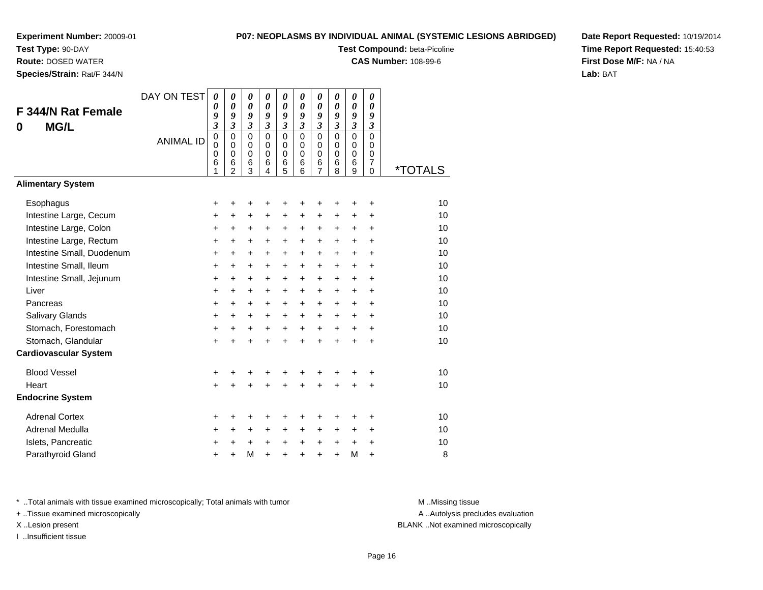**Experiment Number:** 20009-01
**Test Type:** 90-DAY
**Route:** DOSED WATER
**Species/Strain:** Rat/F 344/N

**P07: NEOPLASMS BY INDIVIDUAL ANIMAL (SYSTEMIC LESIONS ABRIDGED)**
**Test Compound:** beta-Picoline
**CAS Number:** 108-99-6

**Date Report Requested:** 10/19/2014
**Time Report Requested:** 15:40:53
**First Dose M/F:** NA / NA
**Lab:** BAT

## F 344/N Rat Female
## 0 MG/L

| DAY ON TEST | 0093 | 0093 | 0093 | 0093 | 0093 | 0093 | 0093 | 0093 | 0093 | 0093 | |
|---|---|---|---|---|---|---|---|---|---|---|---|
| ANIMAL ID | 00061 | 00062 | 00063 | 00064 | 00065 | 00066 | 00067 | 00068 | 00069 | 00070 | *TOTALS |
| **Alimentary System** | | | | | | | | | | | |
| Esophagus | + | + | + | + | + | + | + | + | + | + | 10 |
| Intestine Large, Cecum | + | + | + | + | + | + | + | + | + | + | 10 |
| Intestine Large, Colon | + | + | + | + | + | + | + | + | + | + | 10 |
| Intestine Large, Rectum | + | + | + | + | + | + | + | + | + | + | 10 |
| Intestine Small, Duodenum | + | + | + | + | + | + | + | + | + | + | 10 |
| Intestine Small, Ileum | + | + | + | + | + | + | + | + | + | + | 10 |
| Intestine Small, Jejunum | + | + | + | + | + | + | + | + | + | + | 10 |
| Liver | + | + | + | + | + | + | + | + | + | + | 10 |
| Pancreas | + | + | + | + | + | + | + | + | + | + | 10 |
| Salivary Glands | + | + | + | + | + | + | + | + | + | + | 10 |
| Stomach, Forestomach | + | + | + | + | + | + | + | + | + | + | 10 |
| Stomach, Glandular | + | + | + | + | + | + | + | + | + | + | 10 |
| **Cardiovascular System** | | | | | | | | | | | |
| Blood Vessel | + | + | + | + | + | + | + | + | + | + | 10 |
| Heart | + | + | + | + | + | + | + | + | + | + | 10 |
| **Endocrine System** | | | | | | | | | | | |
| Adrenal Cortex | + | + | + | + | + | + | + | + | + | + | 10 |
| Adrenal Medulla | + | + | + | + | + | + | + | + | + | + | 10 |
| Islets, Pancreatic | + | + | + | + | + | + | + | + | + | + | 10 |
| Parathyroid Gland | + | + | M | + | + | + | + | + | M | + | 8 |

\* ..Total animals with tissue examined microscopically; Total animals with tumor
+ ..Tissue examined microscopically
X ..Lesion present
I ..Insufficient tissue

M ..Missing tissue
A ..Autolysis precludes evaluation
BLANK ..Not examined microscopically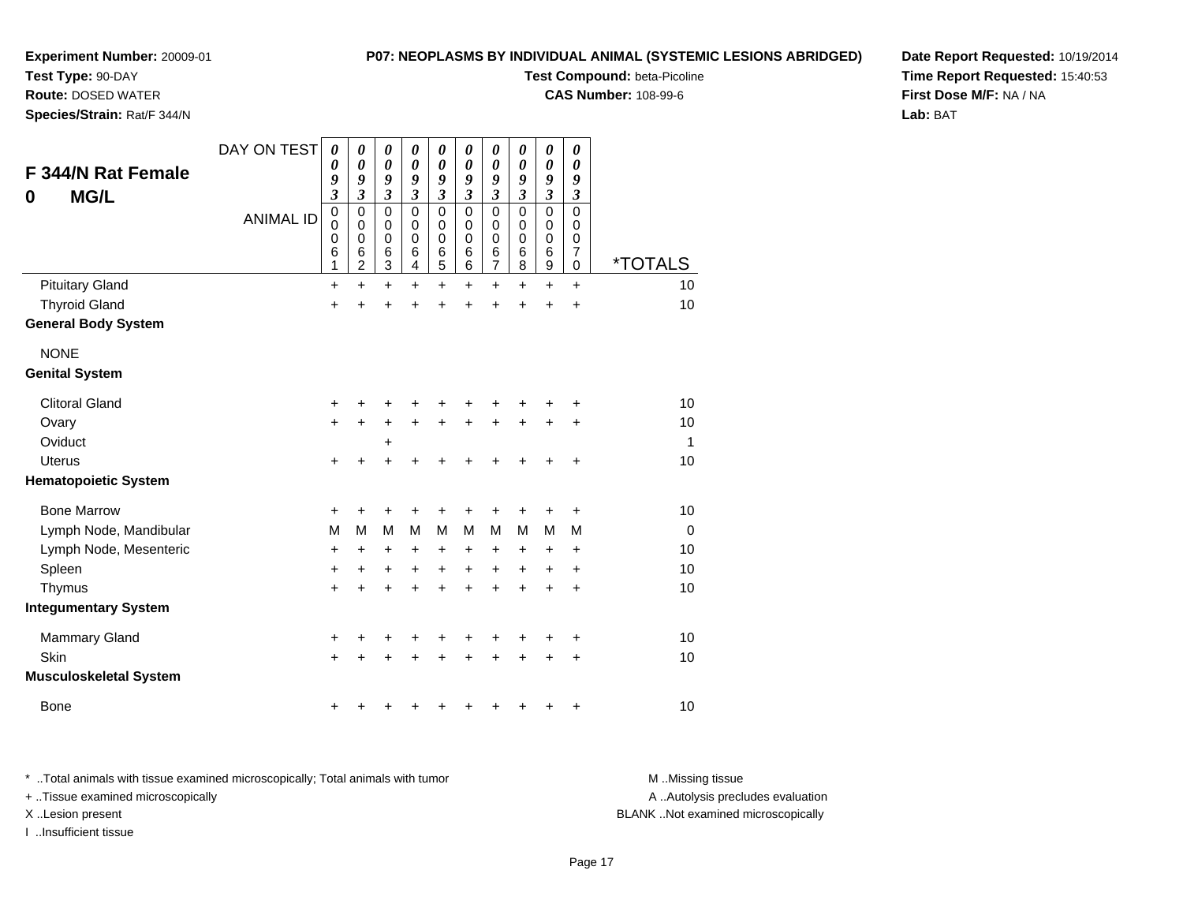**Experiment Number:** 20009-01
**Test Type:** 90-DAY
**Route:** DOSED WATER
**Species/Strain:** Rat/F 344/N

**P07: NEOPLASMS BY INDIVIDUAL ANIMAL (SYSTEMIC LESIONS ABRIDGED)**
**Test Compound:** beta-Picoline
**CAS Number:** 108-99-6

**Date Report Requested:** 10/19/2014
**Time Report Requested:** 15:40:53
**First Dose M/F:** NA / NA
**Lab:** BAT

## F 344/N Rat Female
## 0 MG/L

| DAY ON TEST | 0093 | 0093 | 0093 | 0093 | 0093 | 0093 | 0093 | 0093 | 0093 | 0093 | |
|---|---|---|---|---|---|---|---|---|---|---|---|
| ANIMAL ID | 00061 | 00062 | 00063 | 00064 | 00065 | 00066 | 00067 | 00068 | 00069 | 00070 | *TOTALS |
| Pituitary Gland | + | + | + | + | + | + | + | + | + | + | 10 |
| Thyroid Gland | + | + | + | + | + | + | + | + | + | + | 10 |
| **General Body System** | | | | | | | | | | | |
| NONE | | | | | | | | | | | |
| **Genital System** | | | | | | | | | | | |
| Clitoral Gland | + | + | + | + | + | + | + | + | + | + | 10 |
| Ovary | + | + | + | + | + | + | + | + | + | + | 10 |
| Oviduct | | | + | | | | | | | | 1 |
| Uterus | + | + | + | + | + | + | + | + | + | + | 10 |
| **Hematopoietic System** | | | | | | | | | | | |
| Bone Marrow | + | + | + | + | + | + | + | + | + | + | 10 |
| Lymph Node, Mandibular | M | M | M | M | M | M | M | M | M | M | 0 |
| Lymph Node, Mesenteric | + | + | + | + | + | + | + | + | + | + | 10 |
| Spleen | + | + | + | + | + | + | + | + | + | + | 10 |
| Thymus | + | + | + | + | + | + | + | + | + | + | 10 |
| **Integumentary System** | | | | | | | | | | | |
| Mammary Gland | + | + | + | + | + | + | + | + | + | + | 10 |
| Skin | + | + | + | + | + | + | + | + | + | + | 10 |
| **Musculoskeletal System** | | | | | | | | | | | |
| Bone | + | + | + | + | + | + | + | + | + | + | 10 |

* ..Total animals with tissue examined microscopically; Total animals with tumor
+ ..Tissue examined microscopically
X ..Lesion present
I ..Insufficient tissue

M ..Missing tissue
A ..Autolysis precludes evaluation
BLANK ..Not examined microscopically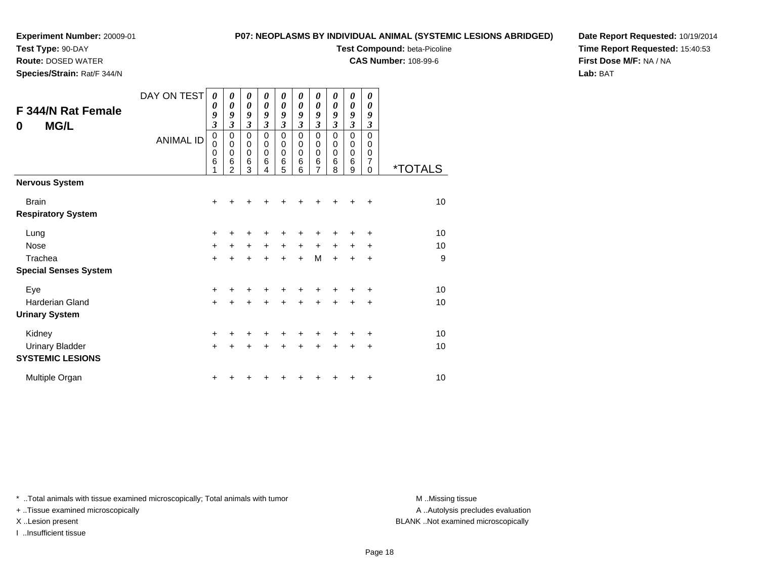**Experiment Number:** 20009-01
**Test Type:** 90-DAY
**Route:** DOSED WATER
**Species/Strain:** Rat/F 344/N

**P07: NEOPLASMS BY INDIVIDUAL ANIMAL (SYSTEMIC LESIONS ABRIDGED)**
**Test Compound:** beta-Picoline
**CAS Number:** 108-99-6

**Date Report Requested:** 10/19/2014
**Time Report Requested:** 15:40:53
**First Dose M/F:** NA / NA
**Lab:** BAT

## F 344/N Rat Female
## 0 MG/L

| DAY ON TEST | 0093 | 0093 | 0093 | 0093 | 0093 | 0093 | 0093 | 0093 | 0093 | 0093 | |
|---|---|---|---|---|---|---|---|---|---|---|---|
| ANIMAL ID | 00061 | 00062 | 00063 | 00064 | 00065 | 00066 | 00067 | 00068 | 00069 | 00070 | *TOTALS |
| **Nervous System** | | | | | | | | | | | |
| Brain | + | + | + | + | + | + | + | + | + | + | 10 |
| **Respiratory System** | | | | | | | | | | | |
| Lung | + | + | + | + | + | + | + | + | + | + | 10 |
| Nose | + | + | + | + | + | + | + | + | + | + | 10 |
| Trachea | + | + | + | + | + | + | M | + | + | + | 9 |
| **Special Senses System** | | | | | | | | | | | |
| Eye | + | + | + | + | + | + | + | + | + | + | 10 |
| Harderian Gland | + | + | + | + | + | + | + | + | + | + | 10 |
| **Urinary System** | | | | | | | | | | | |
| Kidney | + | + | + | + | + | + | + | + | + | + | 10 |
| Urinary Bladder | + | + | + | + | + | + | + | + | + | + | 10 |
| **SYSTEMIC LESIONS** | | | | | | | | | | | |
| Multiple Organ | + | + | + | + | + | + | + | + | + | + | 10 |

* ..Total animals with tissue examined microscopically; Total animals with tumor
+ ..Tissue examined microscopically
X ..Lesion present
I ..Insufficient tissue

M ..Missing tissue
A ..Autolysis precludes evaluation
BLANK ..Not examined microscopically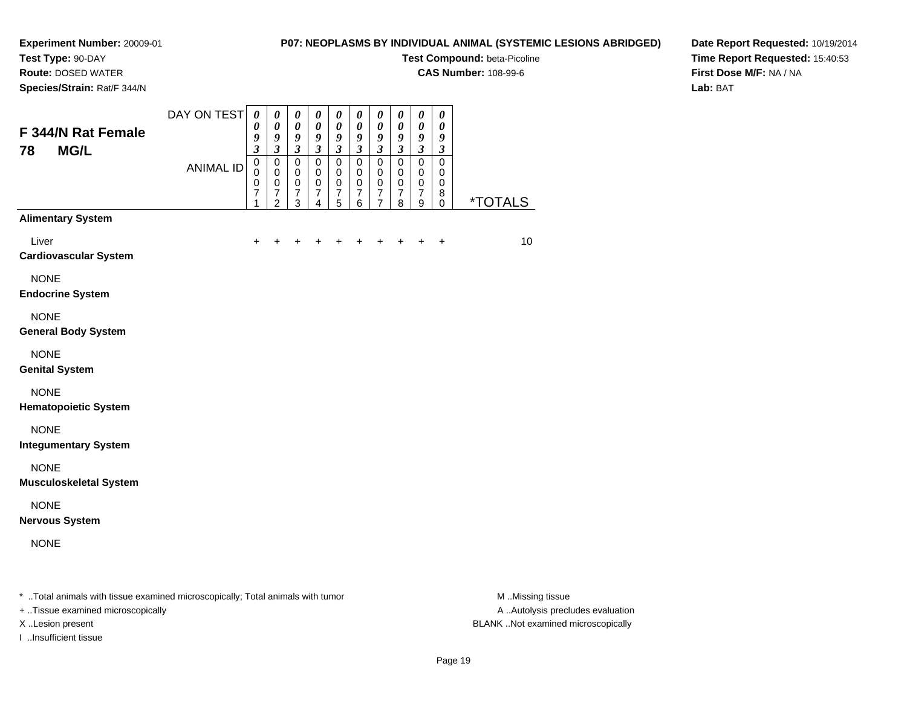**Experiment Number:** 20009-01
**Test Type:** 90-DAY
**Route:** DOSED WATER
**Species/Strain:** Rat/F 344/N

**P07: NEOPLASMS BY INDIVIDUAL ANIMAL (SYSTEMIC LESIONS ABRIDGED)**
**Test Compound:** beta-Picoline
**CAS Number:** 108-99-6

**Date Report Requested:** 10/19/2014
**Time Report Requested:** 15:40:53
**First Dose M/F:** NA / NA
**Lab:** BAT

## F 344/N Rat Female 78 MG/L

| | | | | | | | | | | | |
|---|---|---|---|---|---|---|---|---|---|---|---|
| DAY ON TEST | 0093 | 0093 | 0093 | 0093 | 0093 | 0093 | 0093 | 0093 | 0093 | 0093 | |
| ANIMAL ID | 00071 | 00072 | 00073 | 00074 | 00075 | 00076 | 00077 | 00078 | 00079 | 00080 | *TOTALS |
| **Alimentary System** | | | | | | | | | | | |
| Liver | + | + | + | + | + | + | + | + | + | + | 10 |
| **Cardiovascular System** | | | | | | | | | | | |
| NONE | | | | | | | | | | | |
| **Endocrine System** | | | | | | | | | | | |
| NONE | | | | | | | | | | | |
| **General Body System** | | | | | | | | | | | |
| NONE | | | | | | | | | | | |
| **Genital System** | | | | | | | | | | | |
| NONE | | | | | | | | | | | |
| **Hematopoietic System** | | | | | | | | | | | |
| NONE | | | | | | | | | | | |
| **Integumentary System** | | | | | | | | | | | |
| NONE | | | | | | | | | | | |
| **Musculoskeletal System** | | | | | | | | | | | |
| NONE | | | | | | | | | | | |
| **Nervous System** | | | | | | | | | | | |
| NONE | | | | | | | | | | | |

* ..Total animals with tissue examined microscopically; Total animals with tumor
+ ..Tissue examined microscopically
X ..Lesion present
I ..Insufficient tissue

M ..Missing tissue
A ..Autolysis precludes evaluation
BLANK ..Not examined microscopically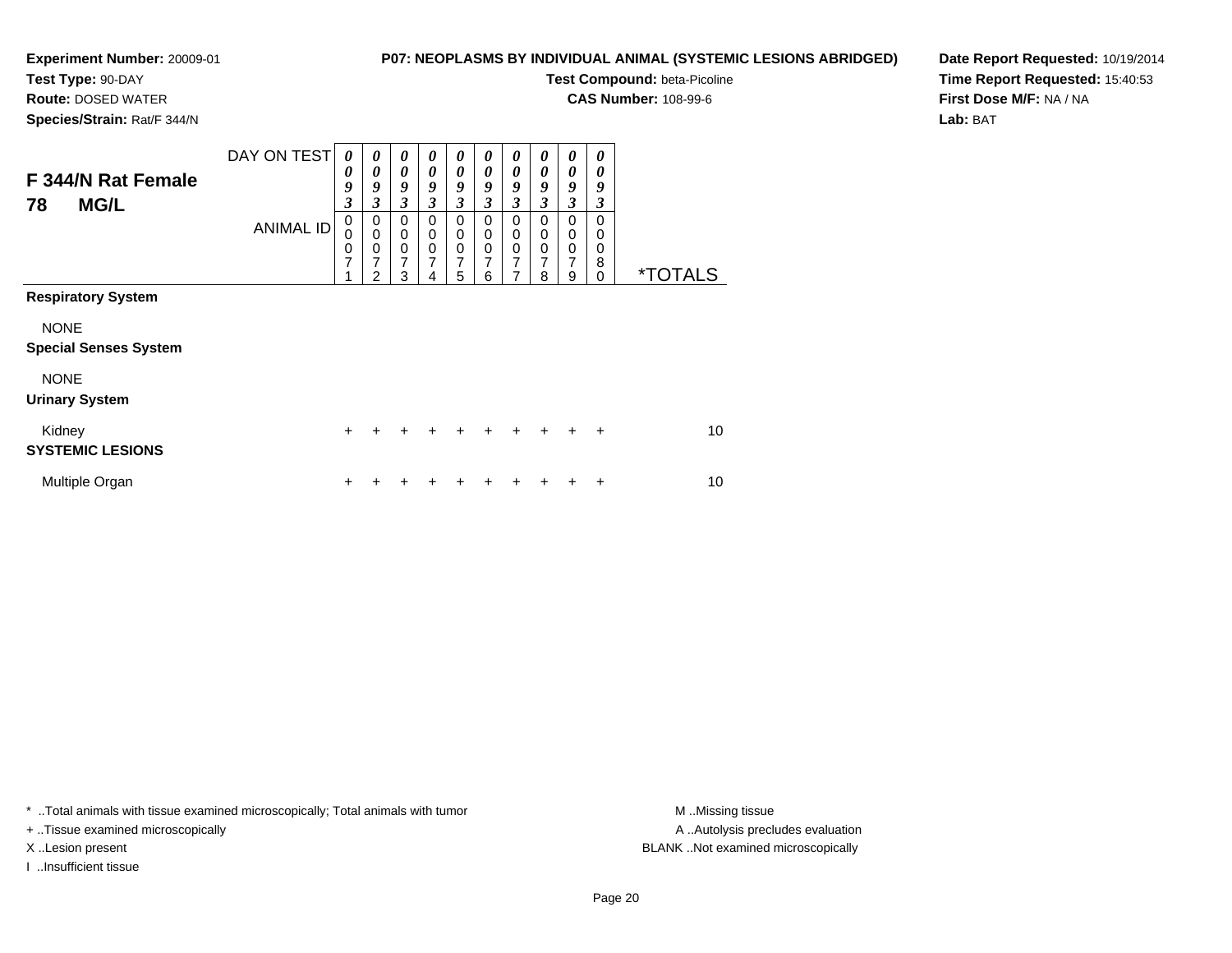**Experiment Number:** 20009-01
**Test Type:** 90-DAY
**Route:** DOSED WATER
**Species/Strain:** Rat/F 344/N

**P07: NEOPLASMS BY INDIVIDUAL ANIMAL (SYSTEMIC LESIONS ABRIDGED)**
**Test Compound:** beta-Picoline
**CAS Number:** 108-99-6

**Date Report Requested:** 10/19/2014
**Time Report Requested:** 15:40:53
**First Dose M/F:** NA / NA
**Lab:** BAT

## F 344/N Rat Female 78 MG/L

| DAY ON TEST | 0093 | 0093 | 0093 | 0093 | 0093 | 0093 | 0093 | 0093 | 0093 | 0093 | |
|---|---|---|---|---|---|---|---|---|---|---|---|
| **ANIMAL ID** | 00071 | 00072 | 00073 | 00074 | 00075 | 00076 | 00077 | 00078 | 00079 | 00080 | ***TOTALS** |
| **Respiratory System** | | | | | | | | | | | |
| NONE | | | | | | | | | | | |
| **Special Senses System** | | | | | | | | | | | |
| NONE | | | | | | | | | | | |
| **Urinary System** | | | | | | | | | | | |
| Kidney | + | + | + | + | + | + | + | + | + | + | 10 |
| **SYSTEMIC LESIONS** | | | | | | | | | | | |
| Multiple Organ | + | + | + | + | + | + | + | + | + | + | 10 |

* ..Total animals with tissue examined microscopically; Total animals with tumor
+ ..Tissue examined microscopically
X ..Lesion present
I ..Insufficient tissue

M ..Missing tissue
A ..Autolysis precludes evaluation
BLANK ..Not examined microscopically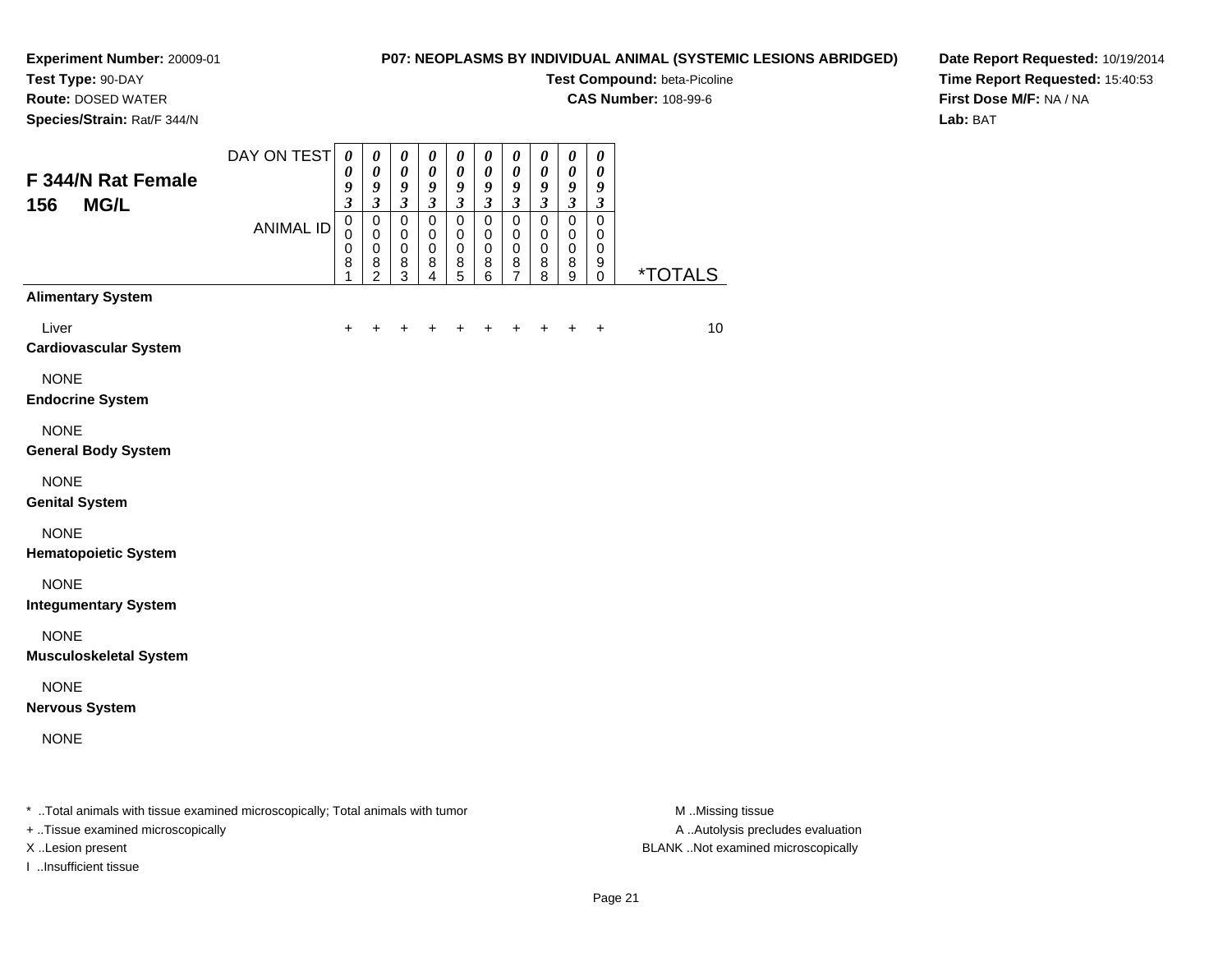**Experiment Number:** 20009-01
**Test Type:** 90-DAY
**Route:** DOSED WATER
**Species/Strain:** Rat/F 344/N

**P07: NEOPLASMS BY INDIVIDUAL ANIMAL (SYSTEMIC LESIONS ABRIDGED)**
**Test Compound:** beta-Picoline
**CAS Number:** 108-99-6

**Date Report Requested:** 10/19/2014
**Time Report Requested:** 15:40:53
**First Dose M/F:** NA / NA
**Lab:** BAT

## F 344/N Rat Female 156 MG/L

| DAY ON TEST | 0093 | 0093 | 0093 | 0093 | 0093 | 0093 | 0093 | 0093 | 0093 | 0093 | |
|---|---|---|---|---|---|---|---|---|---|---|---|
| ANIMAL ID | 00081 | 00082 | 00083 | 00084 | 00085 | 00086 | 00087 | 00088 | 00089 | 00090 | *TOTALS |
| **Alimentary System** | | | | | | | | | | | |
| Liver | + | + | + | + | + | + | + | + | + | + | 10 |
| **Cardiovascular System** | | | | | | | | | | | |
| NONE | | | | | | | | | | | |
| **Endocrine System** | | | | | | | | | | | |
| NONE | | | | | | | | | | | |
| **General Body System** | | | | | | | | | | | |
| NONE | | | | | | | | | | | |
| **Genital System** | | | | | | | | | | | |
| NONE | | | | | | | | | | | |
| **Hematopoietic System** | | | | | | | | | | | |
| NONE | | | | | | | | | | | |
| **Integumentary System** | | | | | | | | | | | |
| NONE | | | | | | | | | | | |
| **Musculoskeletal System** | | | | | | | | | | | |
| NONE | | | | | | | | | | | |
| **Nervous System** | | | | | | | | | | | |
| NONE | | | | | | | | | | | |

* ..Total animals with tissue examined microscopically; Total animals with tumor
+ ..Tissue examined microscopically
X ..Lesion present
I ..Insufficient tissue

M ..Missing tissue
A ..Autolysis precludes evaluation
BLANK ..Not examined microscopically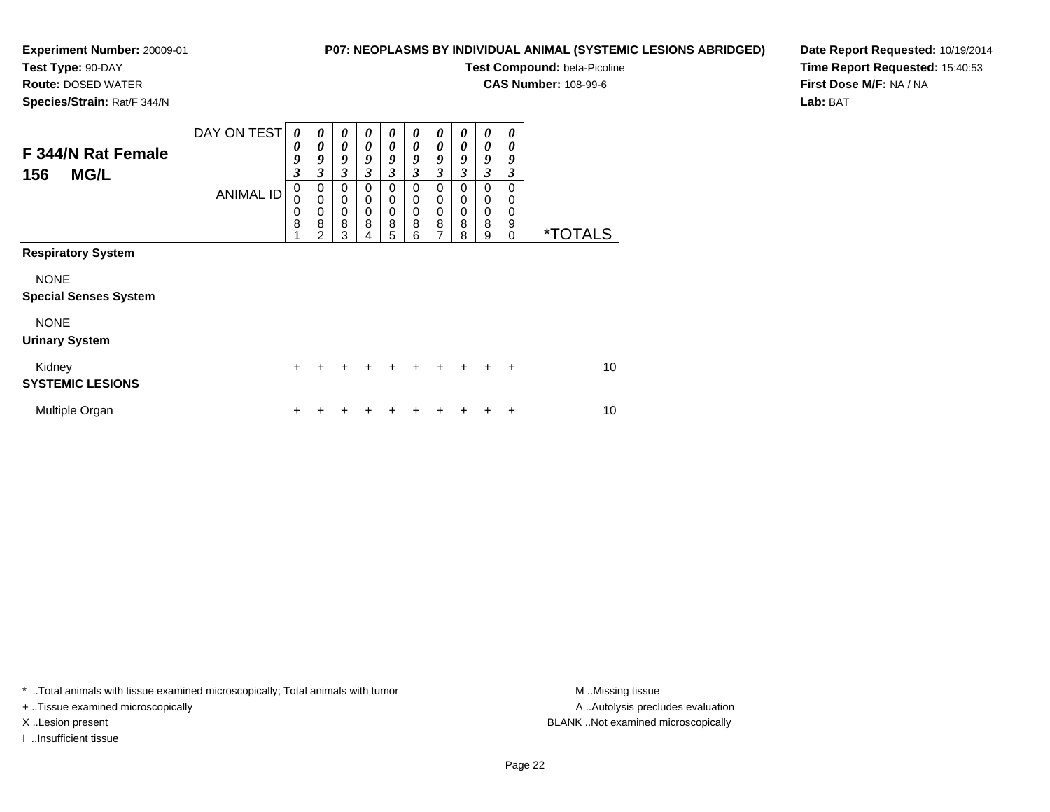**Experiment Number:** 20009-01
**Test Type:** 90-DAY
**Route:** DOSED WATER
**Species/Strain:** Rat/F 344/N

**P07: NEOPLASMS BY INDIVIDUAL ANIMAL (SYSTEMIC LESIONS ABRIDGED)**
**Test Compound:** beta-Picoline
**CAS Number:** 108-99-6

**Date Report Requested:** 10/19/2014
**Time Report Requested:** 15:40:53
**First Dose M/F:** NA / NA
**Lab:** BAT

## F 344/N Rat Female 156 MG/L

| DAY ON TEST | 0093 | 0093 | 0093 | 0093 | 0093 | 0093 | 0093 | 0093 | 0093 | 0093 | |
|---|---|---|---|---|---|---|---|---|---|---|---|
| ANIMAL ID | 00081 | 00082 | 00083 | 00084 | 00085 | 00086 | 00087 | 00088 | 00089 | 00090 | *TOTALS |
| **Respiratory System** | | | | | | | | | | | |
| NONE | | | | | | | | | | | |
| **Special Senses System** | | | | | | | | | | | |
| NONE | | | | | | | | | | | |
| **Urinary System** | | | | | | | | | | | |
| Kidney | + | + | + | + | + | + | + | + | + | + | 10 |
| **SYSTEMIC LESIONS** | | | | | | | | | | | |
| Multiple Organ | + | + | + | + | + | + | + | + | + | + | 10 |

* ..Total animals with tissue examined microscopically; Total animals with tumor
+ ..Tissue examined microscopically
X ..Lesion present
I ..Insufficient tissue

M ..Missing tissue
A ..Autolysis precludes evaluation
BLANK ..Not examined microscopically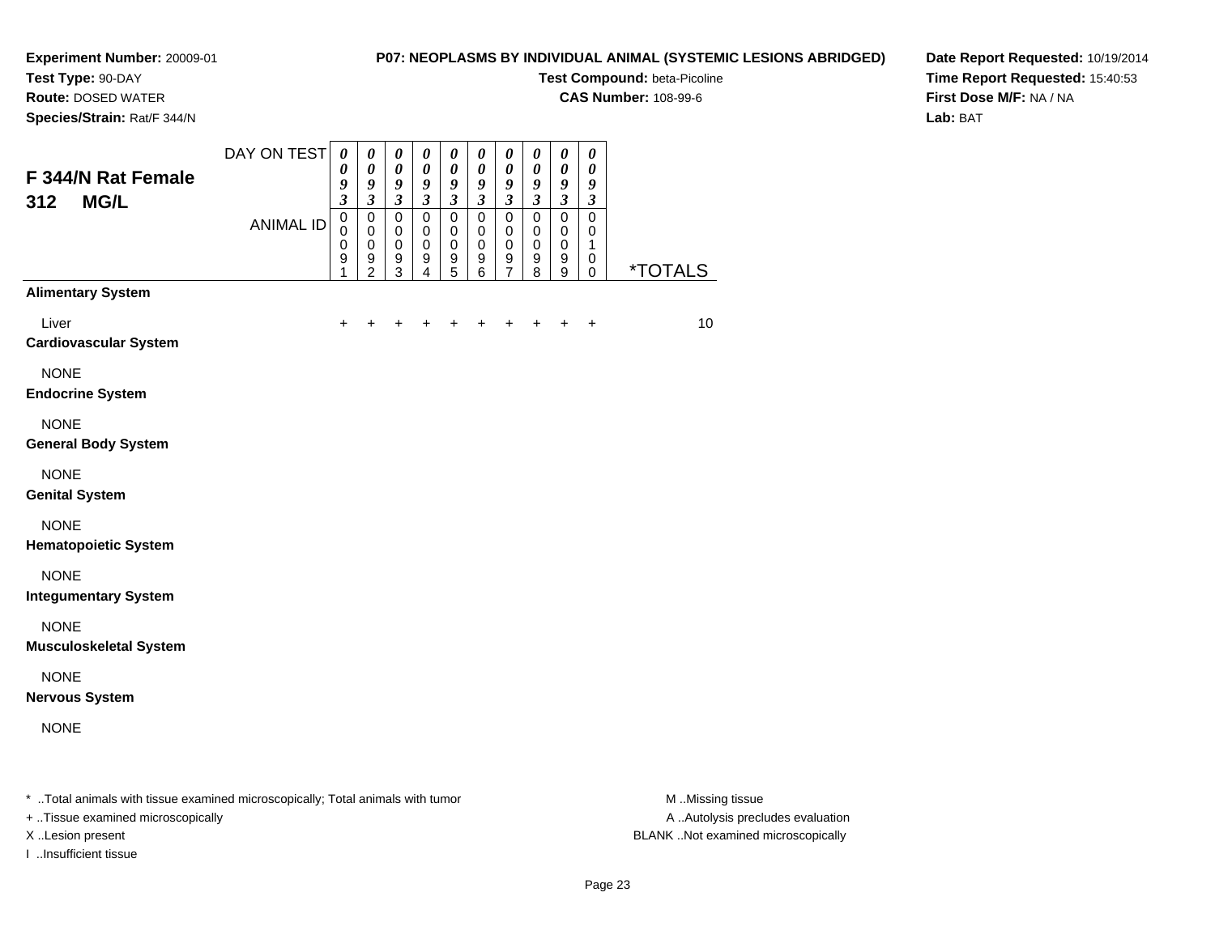**Experiment Number:** 20009-01
**Test Type:** 90-DAY
**Route:** DOSED WATER
**Species/Strain:** Rat/F 344/N

**P07: NEOPLASMS BY INDIVIDUAL ANIMAL (SYSTEMIC LESIONS ABRIDGED)**
**Test Compound:** beta-Picoline
**CAS Number:** 108-99-6

**Date Report Requested:** 10/19/2014
**Time Report Requested:** 15:40:53
**First Dose M/F:** NA / NA
**Lab:** BAT

## F 344/N Rat Female 312 MG/L

| DAY ON TEST | 0093 | 0093 | 0093 | 0093 | 0093 | 0093 | 0093 | 0093 | 0093 | 0093 | |
|---|---|---|---|---|---|---|---|---|---|---|---|
| ANIMAL ID | 00091 | 00092 | 00093 | 00094 | 00095 | 00096 | 00097 | 00098 | 00099 | 00100 | *TOTALS |
| **Alimentary System** | | | | | | | | | | | |
| Liver | + | + | + | + | + | + | + | + | + | + | 10 |
| **Cardiovascular System** | | | | | | | | | | | |
| NONE | | | | | | | | | | | |
| **Endocrine System** | | | | | | | | | | | |
| NONE | | | | | | | | | | | |
| **General Body System** | | | | | | | | | | | |
| NONE | | | | | | | | | | | |
| **Genital System** | | | | | | | | | | | |
| NONE | | | | | | | | | | | |
| **Hematopoietic System** | | | | | | | | | | | |
| NONE | | | | | | | | | | | |
| **Integumentary System** | | | | | | | | | | | |
| NONE | | | | | | | | | | | |
| **Musculoskeletal System** | | | | | | | | | | | |
| NONE | | | | | | | | | | | |
| **Nervous System** | | | | | | | | | | | |
| NONE | | | | | | | | | | | |

* ..Total animals with tissue examined microscopically; Total animals with tumor
+ ..Tissue examined microscopically
X ..Lesion present
I ..Insufficient tissue

M ..Missing tissue
A ..Autolysis precludes evaluation
BLANK ..Not examined microscopically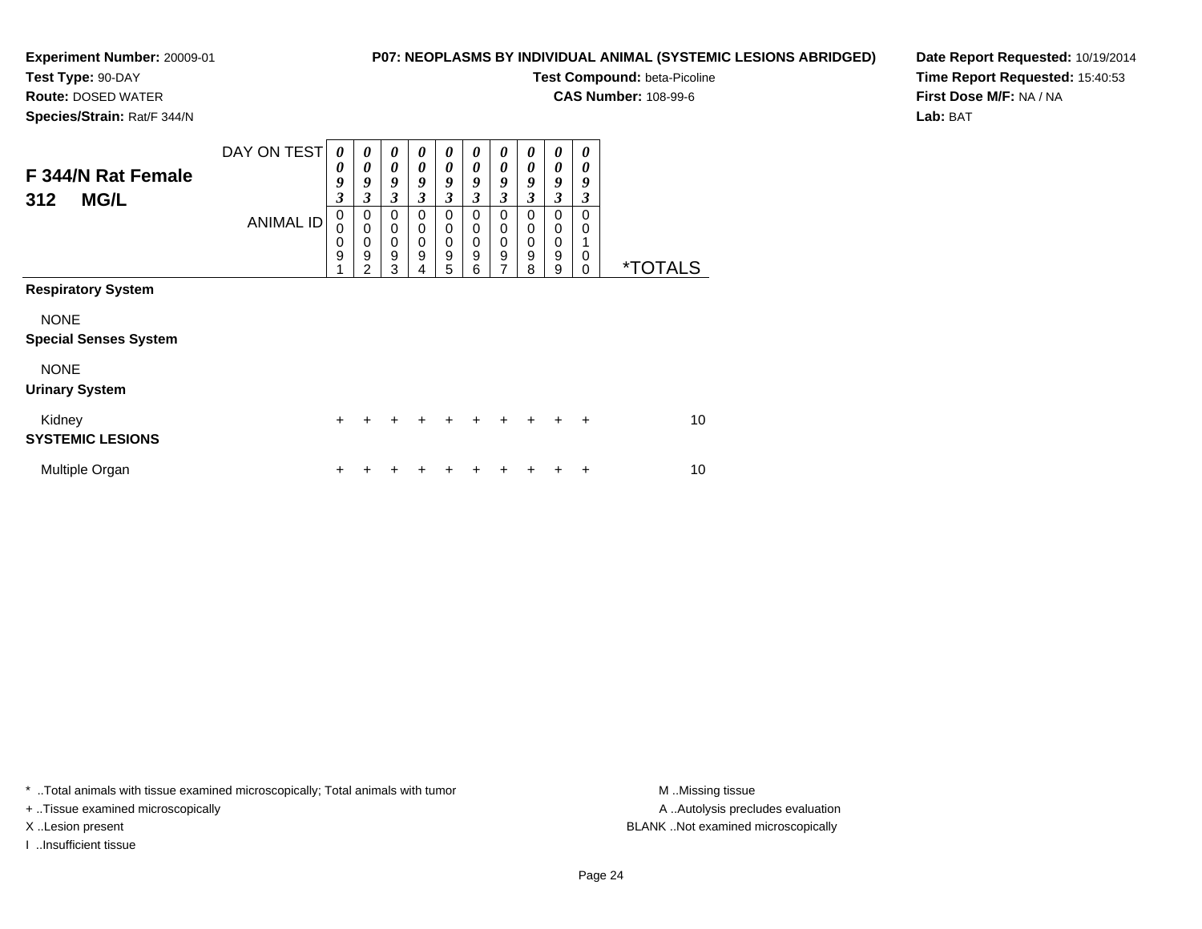**Experiment Number:** 20009-01
**Test Type:** 90-DAY
**Route:** DOSED WATER
**Species/Strain:** Rat/F 344/N

**P07: NEOPLASMS BY INDIVIDUAL ANIMAL (SYSTEMIC LESIONS ABRIDGED)**
**Test Compound:** beta-Picoline
**CAS Number:** 108-99-6

**Date Report Requested:** 10/19/2014
**Time Report Requested:** 15:40:53
**First Dose M/F:** NA / NA
**Lab:** BAT

## F 344/N Rat Female 312 MG/L

| DAY ON TEST | 0093 | 0093 | 0093 | 0093 | 0093 | 0093 | 0093 | 0093 | 0093 | 0093 | |
|---|---|---|---|---|---|---|---|---|---|---|---|
| ANIMAL ID | 00091 | 00092 | 00093 | 00094 | 00095 | 00096 | 00097 | 00098 | 00099 | 00100 | *TOTALS |
| **Respiratory System** | | | | | | | | | | | |
| NONE | | | | | | | | | | | |
| **Special Senses System** | | | | | | | | | | | |
| NONE | | | | | | | | | | | |
| **Urinary System** | | | | | | | | | | | |
| Kidney | + | + | + | + | + | + | + | + | + | + | 10 |
| **SYSTEMIC LESIONS** | | | | | | | | | | | |
| Multiple Organ | + | + | + | + | + | + | + | + | + | + | 10 |

* ..Total animals with tissue examined microscopically; Total animals with tumor
+ ..Tissue examined microscopically
X ..Lesion present
I ..Insufficient tissue

M ..Missing tissue
A ..Autolysis precludes evaluation
BLANK ..Not examined microscopically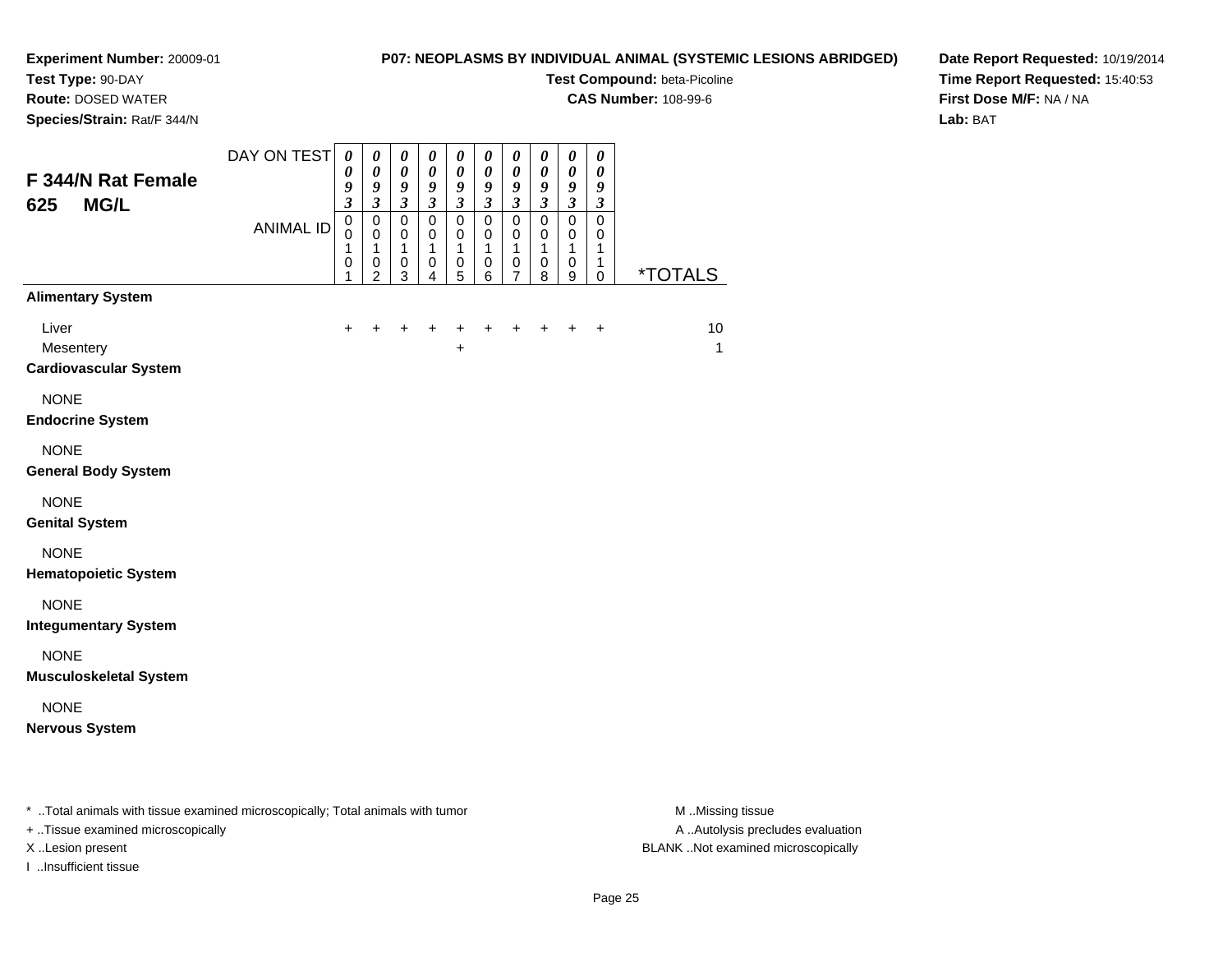**Experiment Number:** 20009-01
**Test Type:** 90-DAY
**Route:** DOSED WATER
**Species/Strain:** Rat/F 344/N

**P07: NEOPLASMS BY INDIVIDUAL ANIMAL (SYSTEMIC LESIONS ABRIDGED)**
**Test Compound:** beta-Picoline
**CAS Number:** 108-99-6

**Date Report Requested:** 10/19/2014
**Time Report Requested:** 15:40:53
**First Dose M/F:** NA / NA
**Lab:** BAT

## F 344/N Rat Female 625 MG/L

| DAY ON TEST | 0093 | 0093 | 0093 | 0093 | 0093 | 0093 | 0093 | 0093 | 0093 | 0093 | |
|---|---|---|---|---|---|---|---|---|---|---|---|
| ANIMAL ID | 00101 | 00102 | 00103 | 00104 | 00105 | 00106 | 00107 | 00108 | 00109 | 00110 | *TOTALS |
| **Alimentary System** | | | | | | | | | | | |
| Liver | + | + | + | + | + | + | + | + | + | + | 10 |
| Mesentery | | | | | + | | | | | | 1 |
| **Cardiovascular System** | | | | | | | | | | | |
| NONE | | | | | | | | | | | |
| **Endocrine System** | | | | | | | | | | | |
| NONE | | | | | | | | | | | |
| **General Body System** | | | | | | | | | | | |
| NONE | | | | | | | | | | | |
| **Genital System** | | | | | | | | | | | |
| NONE | | | | | | | | | | | |
| **Hematopoietic System** | | | | | | | | | | | |
| NONE | | | | | | | | | | | |
| **Integumentary System** | | | | | | | | | | | |
| NONE | | | | | | | | | | | |
| **Musculoskeletal System** | | | | | | | | | | | |
| NONE | | | | | | | | | | | |
| **Nervous System** | | | | | | | | | | | |

\* ..Total animals with tissue examined microscopically; Total animals with tumor
+ ..Tissue examined microscopically
X ..Lesion present
I ..Insufficient tissue

M ..Missing tissue
A ..Autolysis precludes evaluation
BLANK ..Not examined microscopically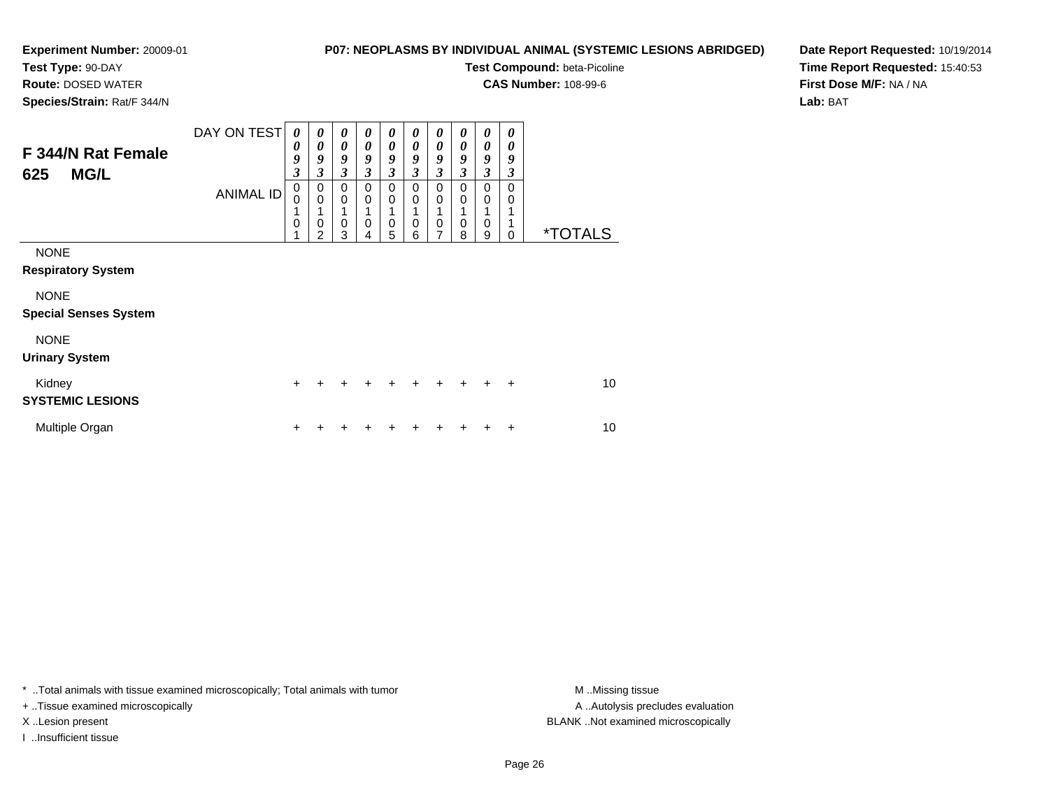**Experiment Number:** 20009-01
**Test Type:** 90-DAY
**Route:** DOSED WATER
**Species/Strain:** Rat/F 344/N

**P07: NEOPLASMS BY INDIVIDUAL ANIMAL (SYSTEMIC LESIONS ABRIDGED)**
**Test Compound:** beta-Picoline
**CAS Number:** 108-99-6

**Date Report Requested:** 10/19/2014
**Time Report Requested:** 15:40:53
**First Dose M/F:** NA / NA
**Lab:** BAT

## F 344/N Rat Female 625 MG/L

| DAY ON TEST | 0093 | 0093 | 0093 | 0093 | 0093 | 0093 | 0093 | 0093 | 0093 | 0093 | |
|---|---|---|---|---|---|---|---|---|---|---|---|
| ANIMAL ID | 00101 | 00102 | 00103 | 00104 | 00105 | 00106 | 00107 | 00108 | 00109 | 00110 | *TOTALS |
| NONE | | | | | | | | | | | |
| **Respiratory System** | | | | | | | | | | | |
| NONE | | | | | | | | | | | |
| **Special Senses System** | | | | | | | | | | | |
| NONE | | | | | | | | | | | |
| **Urinary System** | | | | | | | | | | | |
| Kidney | + | + | + | + | + | + | + | + | + | + | 10 |
| **SYSTEMIC LESIONS** | | | | | | | | | | | |
| Multiple Organ | + | + | + | + | + | + | + | + | + | + | 10 |

* ..Total animals with tissue examined microscopically; Total animals with tumor
+ ..Tissue examined microscopically
X ..Lesion present
I ..Insufficient tissue

M ..Missing tissue
A ..Autolysis precludes evaluation
BLANK ..Not examined microscopically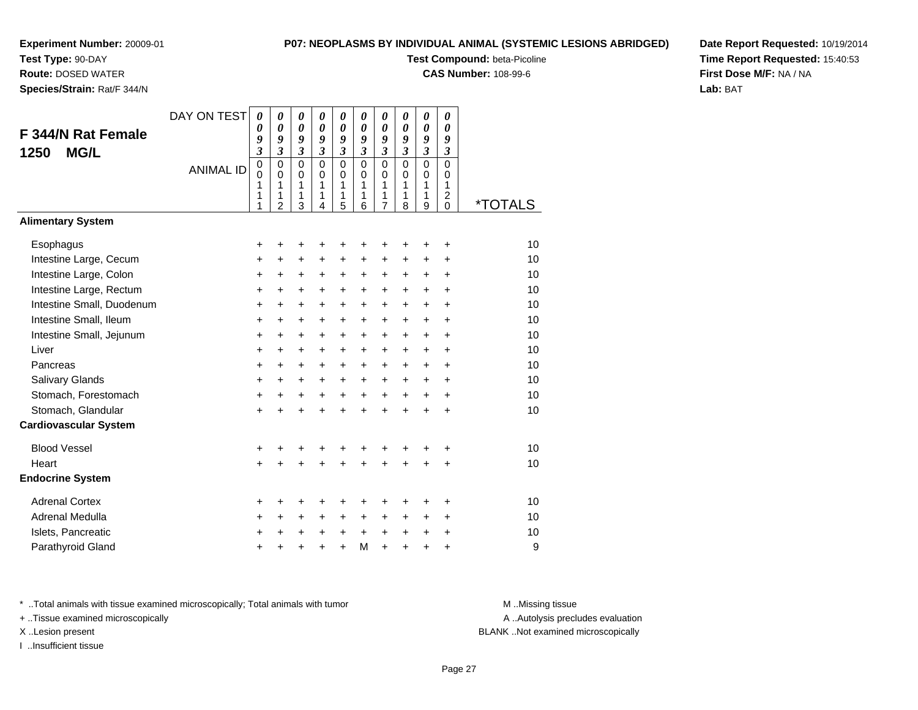**Experiment Number:** 20009-01
**Test Type:** 90-DAY
**Route:** DOSED WATER
**Species/Strain:** Rat/F 344/N

**P07: NEOPLASMS BY INDIVIDUAL ANIMAL (SYSTEMIC LESIONS ABRIDGED)**
**Test Compound:** beta-Picoline
**CAS Number:** 108-99-6

**Date Report Requested:** 10/19/2014
**Time Report Requested:** 15:40:53
**First Dose M/F:** NA / NA
**Lab:** BAT

## F 344/N Rat Female 1250 MG/L

| DAY ON TEST | 0093 | 0093 | 0093 | 0093 | 0093 | 0093 | 0093 | 0093 | 0093 | 0093 | |
|---|---|---|---|---|---|---|---|---|---|---|---|
| ANIMAL ID | 00111 | 00112 | 00113 | 00114 | 00115 | 00116 | 00117 | 00118 | 00119 | 00120 | *TOTALS |
| **Alimentary System** | | | | | | | | | | | |
| Esophagus | + | + | + | + | + | + | + | + | + | + | 10 |
| Intestine Large, Cecum | + | + | + | + | + | + | + | + | + | + | 10 |
| Intestine Large, Colon | + | + | + | + | + | + | + | + | + | + | 10 |
| Intestine Large, Rectum | + | + | + | + | + | + | + | + | + | + | 10 |
| Intestine Small, Duodenum | + | + | + | + | + | + | + | + | + | + | 10 |
| Intestine Small, Ileum | + | + | + | + | + | + | + | + | + | + | 10 |
| Intestine Small, Jejunum | + | + | + | + | + | + | + | + | + | + | 10 |
| Liver | + | + | + | + | + | + | + | + | + | + | 10 |
| Pancreas | + | + | + | + | + | + | + | + | + | + | 10 |
| Salivary Glands | + | + | + | + | + | + | + | + | + | + | 10 |
| Stomach, Forestomach | + | + | + | + | + | + | + | + | + | + | 10 |
| Stomach, Glandular | + | + | + | + | + | + | + | + | + | + | 10 |
| **Cardiovascular System** | | | | | | | | | | | |
| Blood Vessel | + | + | + | + | + | + | + | + | + | + | 10 |
| Heart | + | + | + | + | + | + | + | + | + | + | 10 |
| **Endocrine System** | | | | | | | | | | | |
| Adrenal Cortex | + | + | + | + | + | + | + | + | + | + | 10 |
| Adrenal Medulla | + | + | + | + | + | + | + | + | + | + | 10 |
| Islets, Pancreatic | + | + | + | + | + | + | + | + | + | + | 10 |
| Parathyroid Gland | + | + | + | + | + | M | + | + | + | + | 9 |

* ..Total animals with tissue examined microscopically; Total animals with tumor
+ ..Tissue examined microscopically
X ..Lesion present
I ..Insufficient tissue

M ..Missing tissue
A ..Autolysis precludes evaluation
BLANK ..Not examined microscopically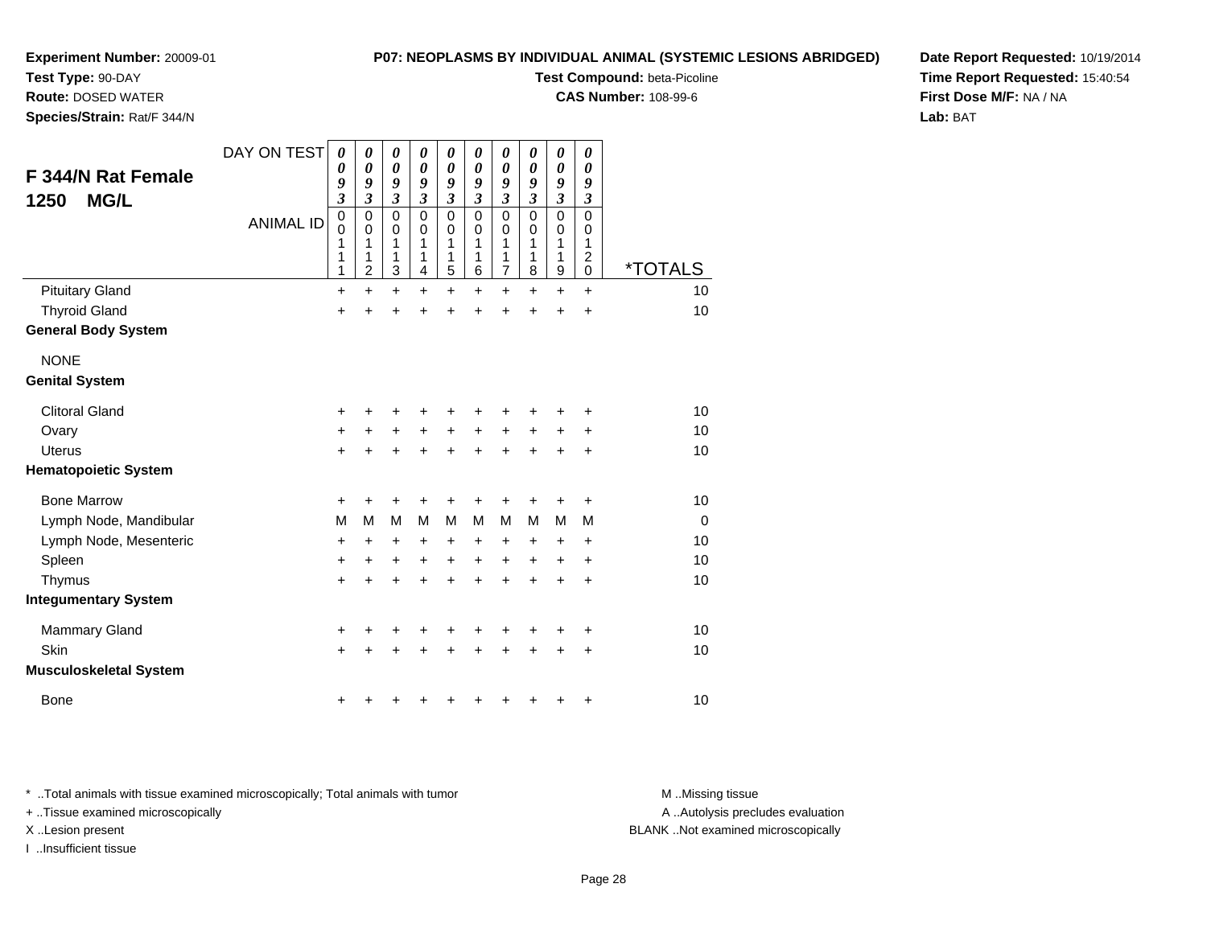**Experiment Number:** 20009-01
**Test Type:** 90-DAY
**Route:** DOSED WATER
**Species/Strain:** Rat/F 344/N

**P07: NEOPLASMS BY INDIVIDUAL ANIMAL (SYSTEMIC LESIONS ABRIDGED)**
**Test Compound:** beta-Picoline
**CAS Number:** 108-99-6

**Date Report Requested:** 10/19/2014
**Time Report Requested:** 15:40:54
**First Dose M/F:** NA / NA
**Lab:** BAT

## F 344/N Rat Female 1250 MG/L

| DAY ON TEST | 0093 | 0093 | 0093 | 0093 | 0093 | 0093 | 0093 | 0093 | 0093 | 0093 | |
|---|---|---|---|---|---|---|---|---|---|---|---|
| **ANIMAL ID** | 00111 | 00112 | 00113 | 00114 | 00115 | 00116 | 00117 | 00118 | 00119 | 00120 | ***TOTALS** |
| Pituitary Gland | + | + | + | + | + | + | + | + | + | + | 10 |
| Thyroid Gland | + | + | + | + | + | + | + | + | + | + | 10 |
| **General Body System** | | | | | | | | | | | |
| NONE | | | | | | | | | | | |
| **Genital System** | | | | | | | | | | | |
| Clitoral Gland | + | + | + | + | + | + | + | + | + | + | 10 |
| Ovary | + | + | + | + | + | + | + | + | + | + | 10 |
| Uterus | + | + | + | + | + | + | + | + | + | + | 10 |
| **Hematopoietic System** | | | | | | | | | | | |
| Bone Marrow | + | + | + | + | + | + | + | + | + | + | 10 |
| Lymph Node, Mandibular | M | M | M | M | M | M | M | M | M | M | 0 |
| Lymph Node, Mesenteric | + | + | + | + | + | + | + | + | + | + | 10 |
| Spleen | + | + | + | + | + | + | + | + | + | + | 10 |
| Thymus | + | + | + | + | + | + | + | + | + | + | 10 |
| **Integumentary System** | | | | | | | | | | | |
| Mammary Gland | + | + | + | + | + | + | + | + | + | + | 10 |
| Skin | + | + | + | + | + | + | + | + | + | + | 10 |
| **Musculoskeletal System** | | | | | | | | | | | |
| Bone | + | + | + | + | + | + | + | + | + | + | 10 |

* ..Total animals with tissue examined microscopically; Total animals with tumor
+ ..Tissue examined microscopically
X ..Lesion present
I ..Insufficient tissue

M ..Missing tissue
A ..Autolysis precludes evaluation
BLANK ..Not examined microscopically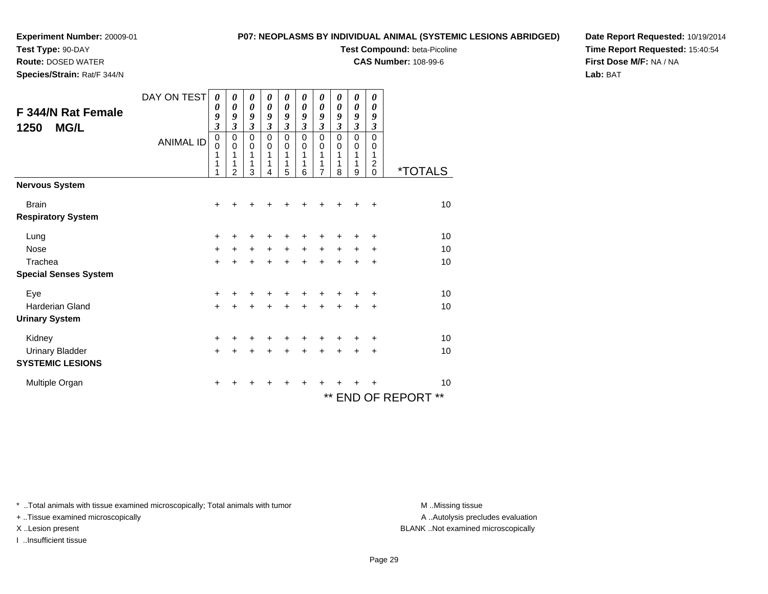**Experiment Number:** 20009-01
**Test Type:** 90-DAY
**Route:** DOSED WATER
**Species/Strain:** Rat/F 344/N

**P07: NEOPLASMS BY INDIVIDUAL ANIMAL (SYSTEMIC LESIONS ABRIDGED)**
**Test Compound:** beta-Picoline
**CAS Number:** 108-99-6

**Date Report Requested:** 10/19/2014
**Time Report Requested:** 15:40:54
**First Dose M/F:** NA / NA
**Lab:** BAT

## F 344/N Rat Female 1250 MG/L

| DAY ON TEST | 0093 | 0093 | 0093 | 0093 | 0093 | 0093 | 0093 | 0093 | 0093 | 0093 | |
|---|---|---|---|---|---|---|---|---|---|---|---|
| ANIMAL ID | 00111 | 00112 | 00113 | 00114 | 00115 | 00116 | 00117 | 00118 | 00119 | 00120 | *TOTALS |
| **Nervous System** | | | | | | | | | | | |
| Brain | + | + | + | + | + | + | + | + | + | + | 10 |
| **Respiratory System** | | | | | | | | | | | |
| Lung | + | + | + | + | + | + | + | + | + | + | 10 |
| Nose | + | + | + | + | + | + | + | + | + | + | 10 |
| Trachea | + | + | + | + | + | + | + | + | + | + | 10 |
| **Special Senses System** | | | | | | | | | | | |
| Eye | + | + | + | + | + | + | + | + | + | + | 10 |
| Harderian Gland | + | + | + | + | + | + | + | + | + | + | 10 |
| **Urinary System** | | | | | | | | | | | |
| Kidney | + | + | + | + | + | + | + | + | + | + | 10 |
| Urinary Bladder | + | + | + | + | + | + | + | + | + | + | 10 |
| **SYSTEMIC LESIONS** | | | | | | | | | | | |
| Multiple Organ | + | + | + | + | + | + | + | + | + | + | 10 |

** END OF REPORT **

* ..Total animals with tissue examined microscopically; Total animals with tumor
+ ..Tissue examined microscopically
X ..Lesion present
I ..Insufficient tissue

M ..Missing tissue
A ..Autolysis precludes evaluation
BLANK ..Not examined microscopically